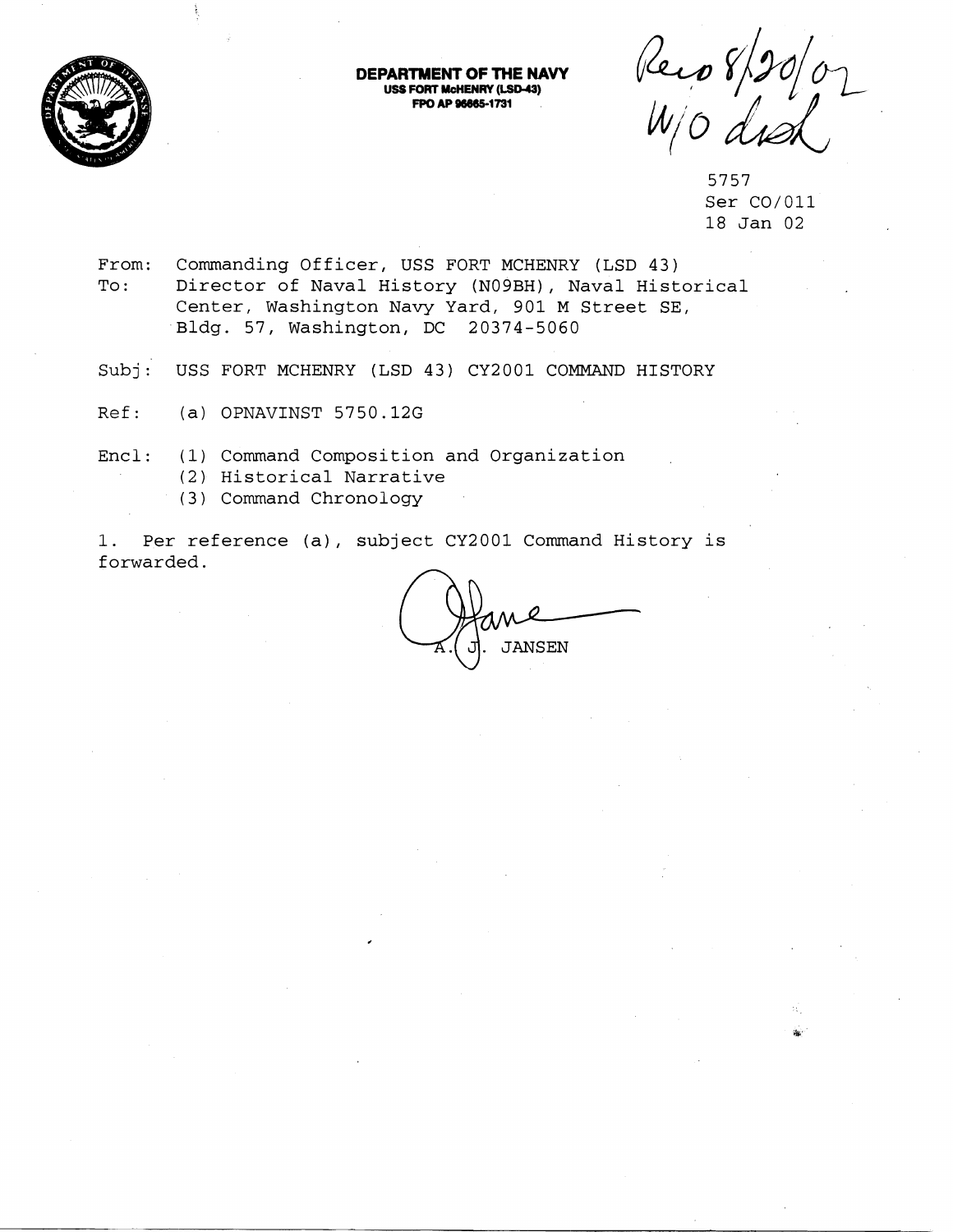**DEPARTMENT OF THE NAVY**
**USS FORT McHENRY (LSD-43)**
**FPO AP 96665-1731**

Rec'd 8/20/02
W/O disk

5757
Ser CO/011
18 Jan 02

From: Commanding Officer, USS FORT MCHENRY (LSD 43)
To: Director of Naval History (N09BH), Naval Historical Center, Washington Navy Yard, 901 M Street SE, Bldg. 57, Washington, DC 20374-5060

Subj: USS FORT MCHENRY (LSD 43) CY2001 COMMAND HISTORY

Ref: (a) OPNAVINST 5750.12G

Encl: (1) Command Composition and Organization
(2) Historical Narrative
(3) Command Chronology

1. Per reference (a), subject CY2001 Command History is forwarded.

A. J. JANSEN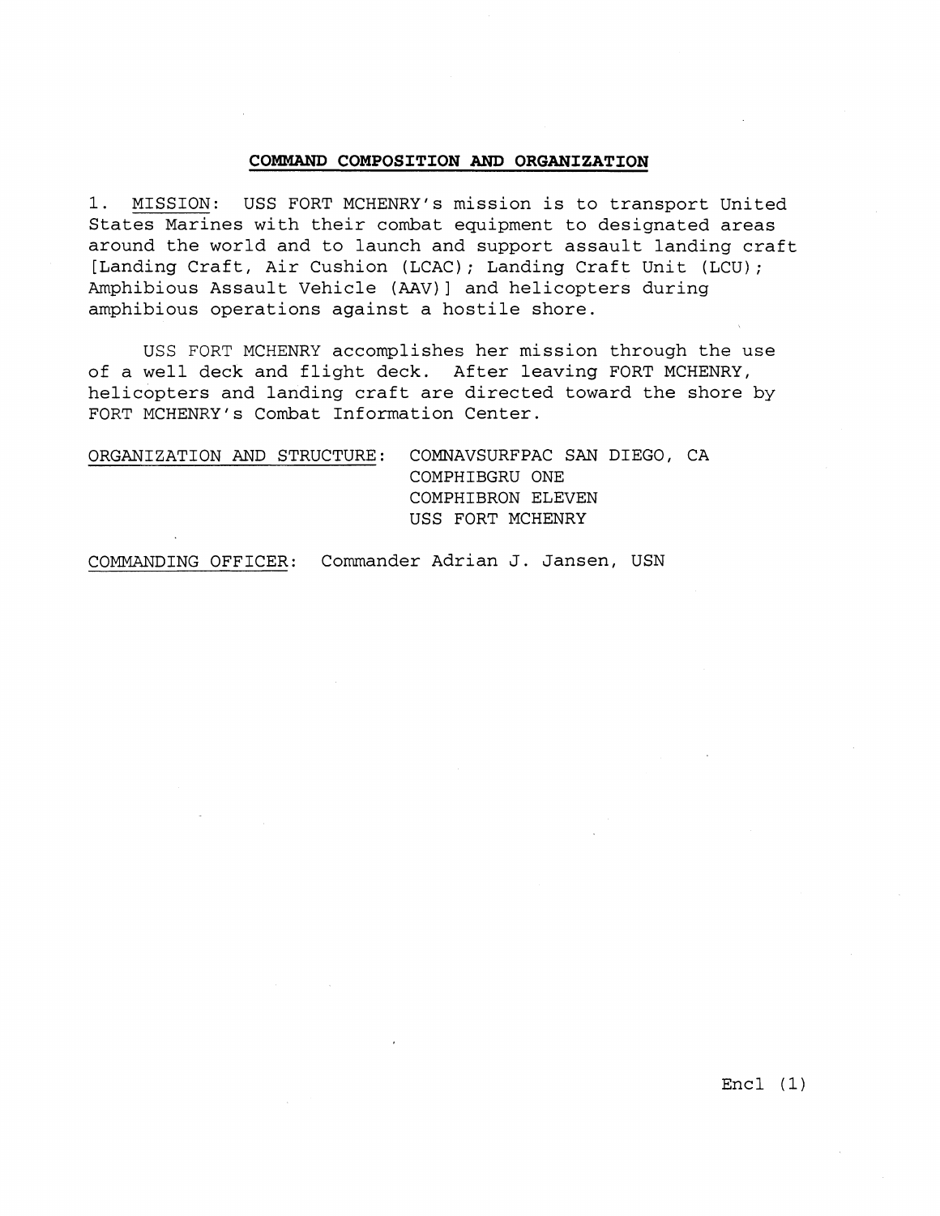## COMMAND COMPOSITION AND ORGANIZATION

1. MISSION: USS FORT MCHENRY's mission is to transport United States Marines with their combat equipment to designated areas around the world and to launch and support assault landing craft [Landing Craft, Air Cushion (LCAC); Landing Craft Unit (LCU); Amphibious Assault Vehicle (AAV)] and helicopters during amphibious operations against a hostile shore.

USS FORT MCHENRY accomplishes her mission through the use of a well deck and flight deck. After leaving FORT MCHENRY, helicopters and landing craft are directed toward the shore by FORT MCHENRY's Combat Information Center.

ORGANIZATION AND STRUCTURE: COMNAVSURFPAC SAN DIEGO, CA
COMPHIBGRU ONE
COMPHIBRON ELEVEN
USS FORT MCHENRY

COMMANDING OFFICER: Commander Adrian J. Jansen, USN

Encl (1)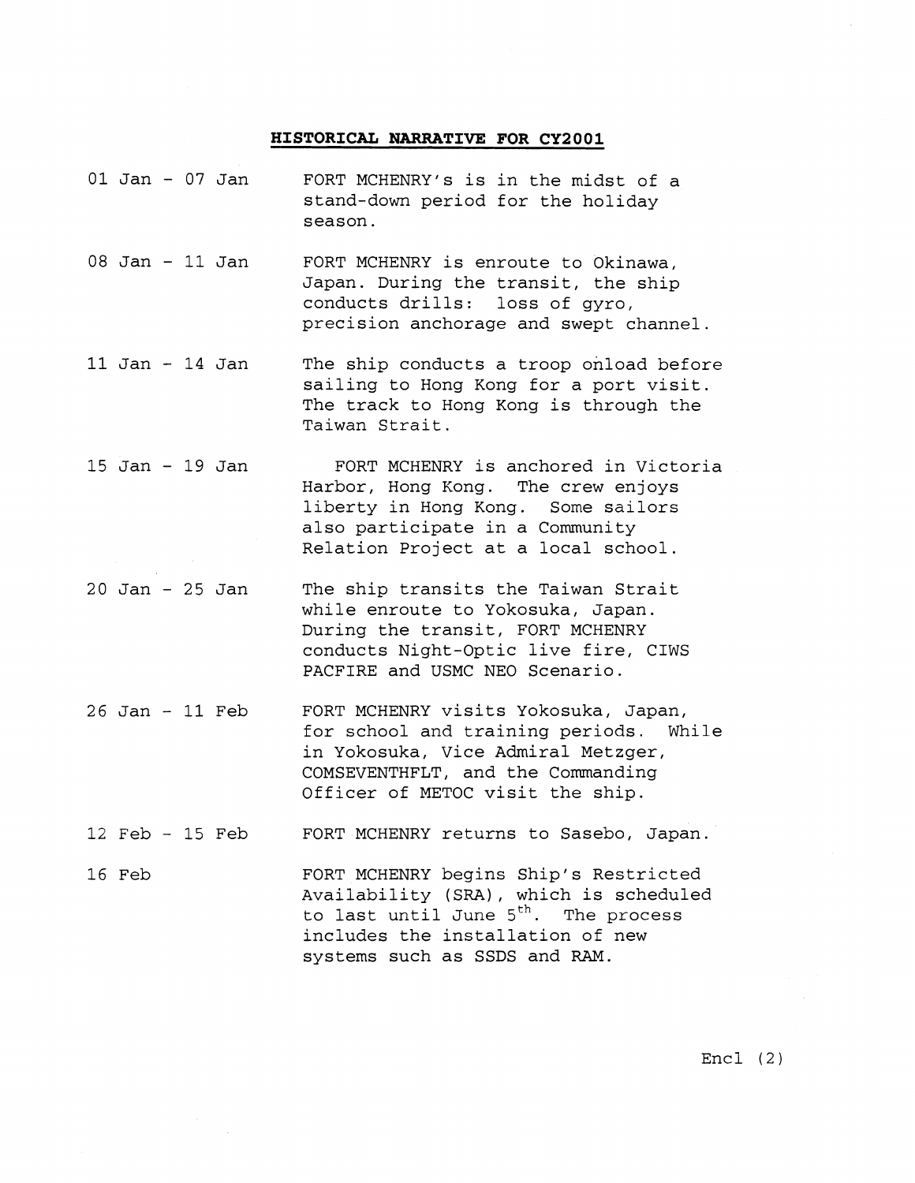**HISTORICAL NARRATIVE FOR CY2001**

| | |
|---|---|
| 01 Jan - 07 Jan | FORT MCHENRY's is in the midst of a stand-down period for the holiday season. |
| 08 Jan - 11 Jan | FORT MCHENRY is enroute to Okinawa, Japan. During the transit, the ship conducts drills: loss of gyro, precision anchorage and swept channel. |
| 11 Jan - 14 Jan | The ship conducts a troop onload before sailing to Hong Kong for a port visit. The track to Hong Kong is through the Taiwan Strait. |
| 15 Jan - 19 Jan | FORT MCHENRY is anchored in Victoria Harbor, Hong Kong. The crew enjoys liberty in Hong Kong. Some sailors also participate in a Community Relation Project at a local school. |
| 20 Jan - 25 Jan | The ship transits the Taiwan Strait while enroute to Yokosuka, Japan. During the transit, FORT MCHENRY conducts Night-Optic live fire, CIWS PACFIRE and USMC NEO Scenario. |
| 26 Jan - 11 Feb | FORT MCHENRY visits Yokosuka, Japan, for school and training periods. While in Yokosuka, Vice Admiral Metzger, COMSEVENTHFLT, and the Commanding Officer of METOC visit the ship. |
| 12 Feb - 15 Feb | FORT MCHENRY returns to Sasebo, Japan. |
| 16 Feb | FORT MCHENRY begins Ship's Restricted Availability (SRA), which is scheduled to last until June 5th. The process includes the installation of new systems such as SSDS and RAM. |

Encl (2)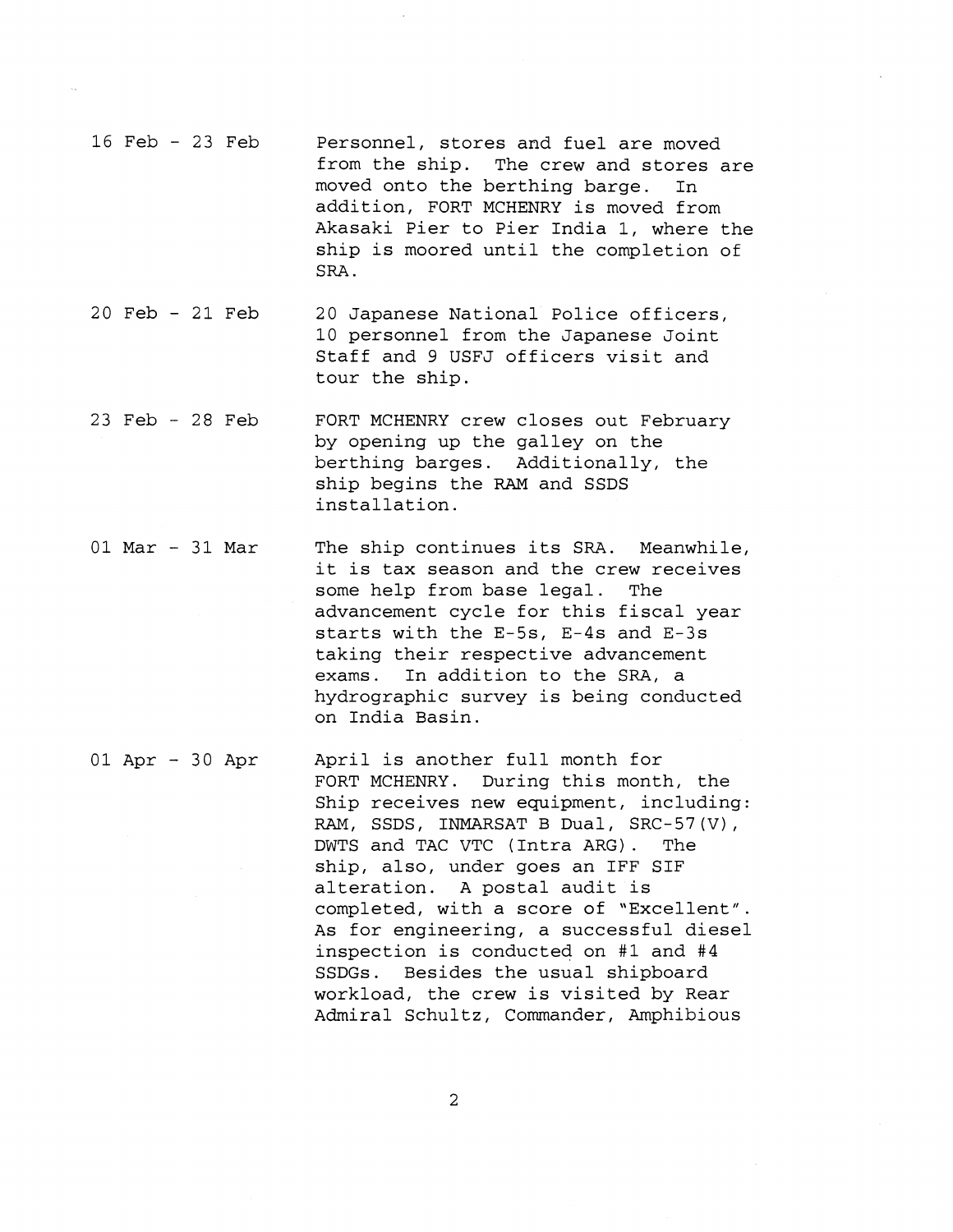16 Feb - 23 Feb — Personnel, stores and fuel are moved from the ship. The crew and stores are moved onto the berthing barge. In addition, FORT MCHENRY is moved from Akasaki Pier to Pier India 1, where the ship is moored until the completion of SRA.

20 Feb - 21 Feb — 20 Japanese National Police officers, 10 personnel from the Japanese Joint Staff and 9 USFJ officers visit and tour the ship.

23 Feb - 28 Feb — FORT MCHENRY crew closes out February by opening up the galley on the berthing barges. Additionally, the ship begins the RAM and SSDS installation.

01 Mar - 31 Mar — The ship continues its SRA. Meanwhile, it is tax season and the crew receives some help from base legal. The advancement cycle for this fiscal year starts with the E-5s, E-4s and E-3s taking their respective advancement exams. In addition to the SRA, a hydrographic survey is being conducted on India Basin.

01 Apr - 30 Apr — April is another full month for FORT MCHENRY. During this month, the Ship receives new equipment, including: RAM, SSDS, INMARSAT B Dual, SRC-57(V), DWTS and TAC VTC (Intra ARG). The ship, also, under goes an IFF SIF alteration. A postal audit is completed, with a score of "Excellent". As for engineering, a successful diesel inspection is conducted on #1 and #4 SSDGs. Besides the usual shipboard workload, the crew is visited by Rear Admiral Schultz, Commander, Amphibious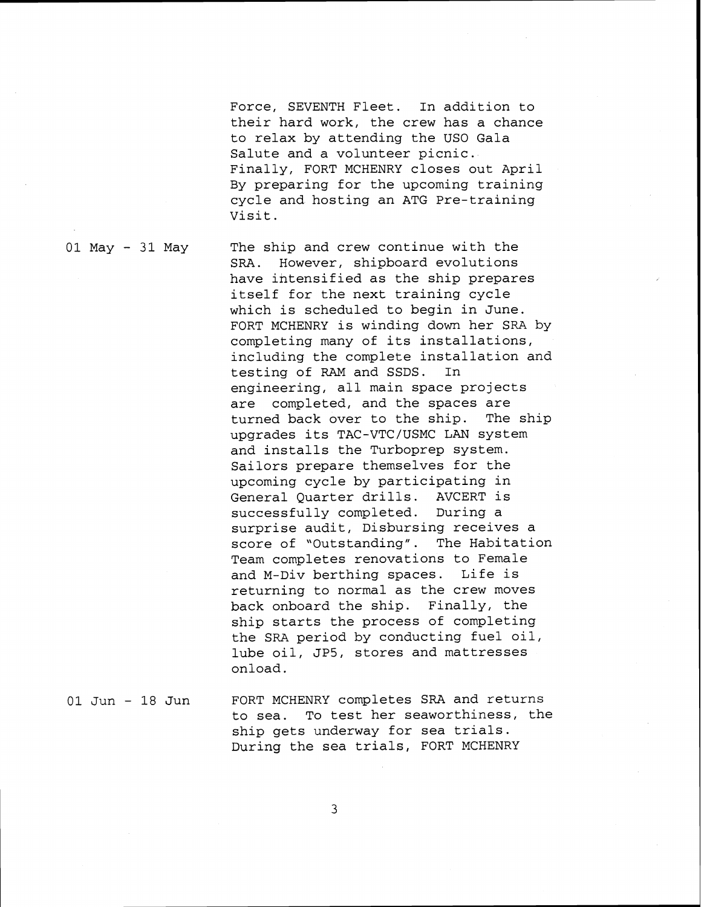Force, SEVENTH Fleet. In addition to their hard work, the crew has a chance to relax by attending the USO Gala Salute and a volunteer picnic. Finally, FORT MCHENRY closes out April By preparing for the upcoming training cycle and hosting an ATG Pre-training Visit.

01 May - 31 May

The ship and crew continue with the SRA. However, shipboard evolutions have intensified as the ship prepares itself for the next training cycle which is scheduled to begin in June. FORT MCHENRY is winding down her SRA by completing many of its installations, including the complete installation and testing of RAM and SSDS. In engineering, all main space projects are completed, and the spaces are turned back over to the ship. The ship upgrades its TAC-VTC/USMC LAN system and installs the Turboprep system. Sailors prepare themselves for the upcoming cycle by participating in General Quarter drills. AVCERT is successfully completed. During a surprise audit, Disbursing receives a score of "Outstanding". The Habitation Team completes renovations to Female and M-Div berthing spaces. Life is returning to normal as the crew moves back onboard the ship. Finally, the ship starts the process of completing the SRA period by conducting fuel oil, lube oil, JP5, stores and mattresses onload.

01 Jun - 18 Jun

FORT MCHENRY completes SRA and returns to sea. To test her seaworthiness, the ship gets underway for sea trials. During the sea trials, FORT MCHENRY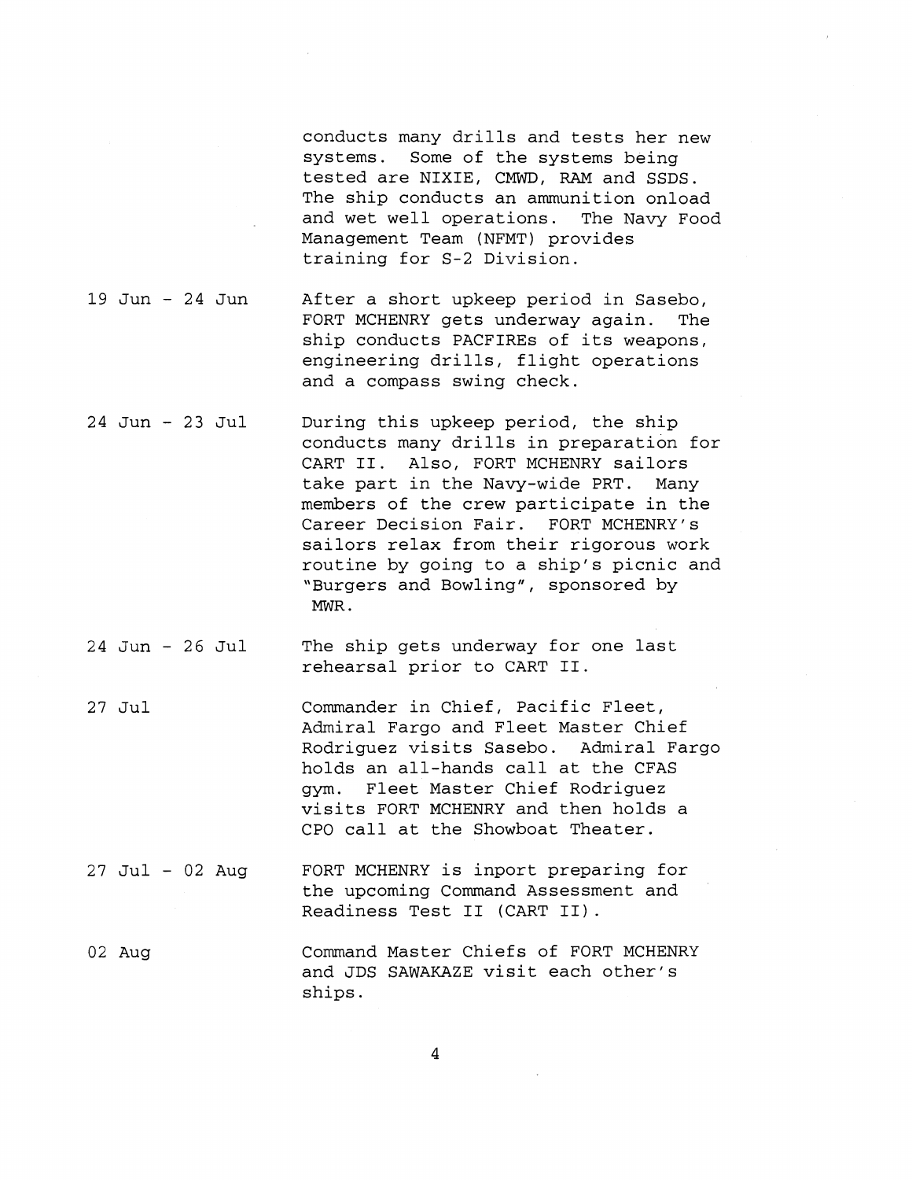conducts many drills and tests her new systems. Some of the systems being tested are NIXIE, CMWD, RAM and SSDS. The ship conducts an ammunition onload and wet well operations. The Navy Food Management Team (NFMT) provides training for S-2 Division.

| | |
|---|---|
| 19 Jun - 24 Jun | After a short upkeep period in Sasebo, FORT MCHENRY gets underway again. The ship conducts PACFIREs of its weapons, engineering drills, flight operations and a compass swing check. |
| 24 Jun - 23 Jul | During this upkeep period, the ship conducts many drills in preparation for CART II. Also, FORT MCHENRY sailors take part in the Navy-wide PRT. Many members of the crew participate in the Career Decision Fair. FORT MCHENRY's sailors relax from their rigorous work routine by going to a ship's picnic and "Burgers and Bowling", sponsored by MWR. |
| 24 Jun - 26 Jul | The ship gets underway for one last rehearsal prior to CART II. |
| 27 Jul | Commander in Chief, Pacific Fleet, Admiral Fargo and Fleet Master Chief Rodriguez visits Sasebo. Admiral Fargo holds an all-hands call at the CFAS gym. Fleet Master Chief Rodriguez visits FORT MCHENRY and then holds a CPO call at the Showboat Theater. |
| 27 Jul - 02 Aug | FORT MCHENRY is inport preparing for the upcoming Command Assessment and Readiness Test II (CART II). |
| 02 Aug | Command Master Chiefs of FORT MCHENRY and JDS SAWAKAZE visit each other's ships. |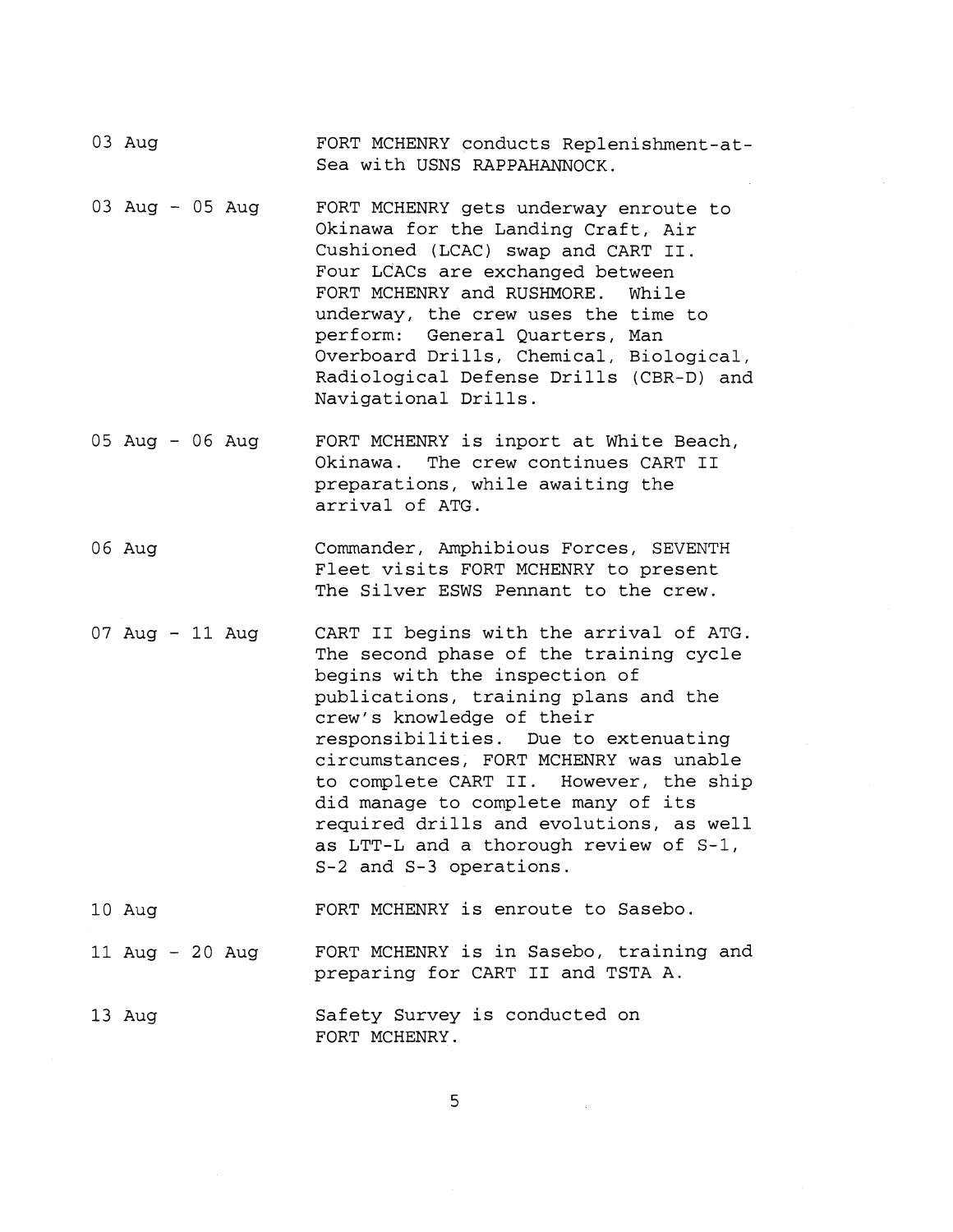| | |
|---|---|
| 03 Aug | FORT MCHENRY conducts Replenishment-at-Sea with USNS RAPPAHANNOCK. |
| 03 Aug - 05 Aug | FORT MCHENRY gets underway enroute to Okinawa for the Landing Craft, Air Cushioned (LCAC) swap and CART II. Four LCACs are exchanged between FORT MCHENRY and RUSHMORE. While underway, the crew uses the time to perform: General Quarters, Man Overboard Drills, Chemical, Biological, Radiological Defense Drills (CBR-D) and Navigational Drills. |
| 05 Aug - 06 Aug | FORT MCHENRY is inport at White Beach, Okinawa. The crew continues CART II preparations, while awaiting the arrival of ATG. |
| 06 Aug | Commander, Amphibious Forces, SEVENTH Fleet visits FORT MCHENRY to present The Silver ESWS Pennant to the crew. |
| 07 Aug - 11 Aug | CART II begins with the arrival of ATG. The second phase of the training cycle begins with the inspection of publications, training plans and the crew's knowledge of their responsibilities. Due to extenuating circumstances, FORT MCHENRY was unable to complete CART II. However, the ship did manage to complete many of its required drills and evolutions, as well as LTT-L and a thorough review of S-1, S-2 and S-3 operations. |
| 10 Aug | FORT MCHENRY is enroute to Sasebo. |
| 11 Aug - 20 Aug | FORT MCHENRY is in Sasebo, training and preparing for CART II and TSTA A. |
| 13 Aug | Safety Survey is conducted on FORT MCHENRY. |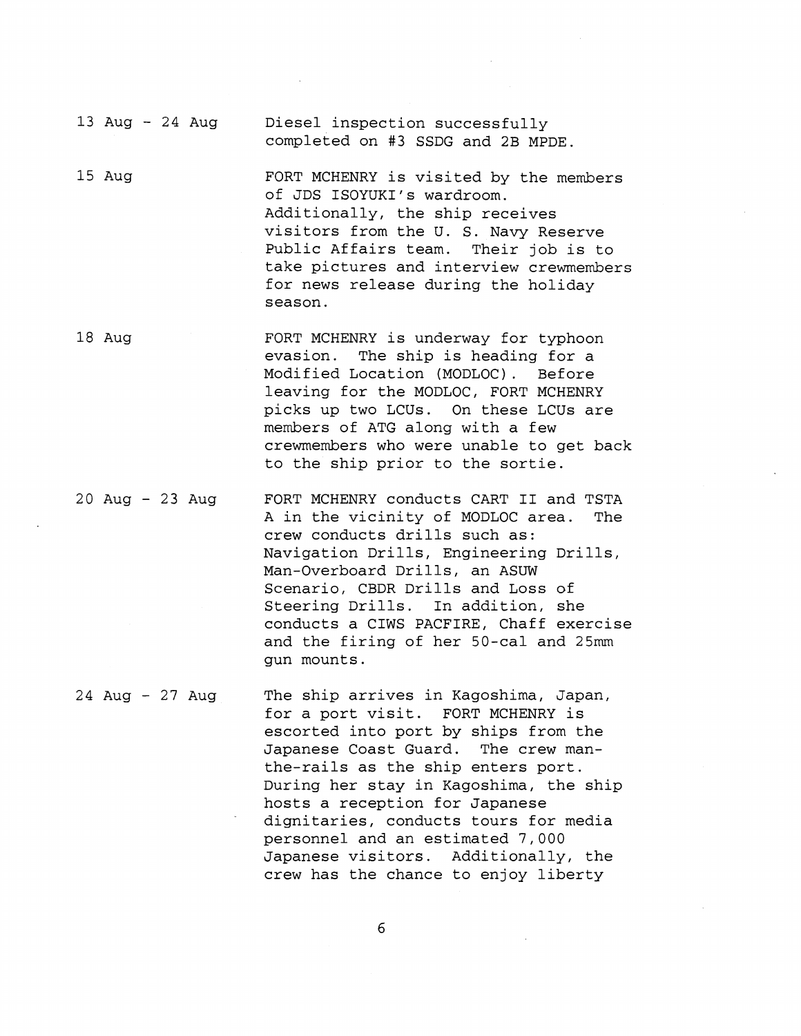13 Aug - 24 Aug — Diesel inspection successfully completed on #3 SSDG and 2B MPDE.

15 Aug — FORT MCHENRY is visited by the members of JDS ISOYUKI's wardroom. Additionally, the ship receives visitors from the U. S. Navy Reserve Public Affairs team. Their job is to take pictures and interview crewmembers for news release during the holiday season.

18 Aug — FORT MCHENRY is underway for typhoon evasion. The ship is heading for a Modified Location (MODLOC). Before leaving for the MODLOC, FORT MCHENRY picks up two LCUs. On these LCUs are members of ATG along with a few crewmembers who were unable to get back to the ship prior to the sortie.

20 Aug - 23 Aug — FORT MCHENRY conducts CART II and TSTA A in the vicinity of MODLOC area. The crew conducts drills such as: Navigation Drills, Engineering Drills, Man-Overboard Drills, an ASUW Scenario, CBDR Drills and Loss of Steering Drills. In addition, she conducts a CIWS PACFIRE, Chaff exercise and the firing of her 50-cal and 25mm gun mounts.

24 Aug - 27 Aug — The ship arrives in Kagoshima, Japan, for a port visit. FORT MCHENRY is escorted into port by ships from the Japanese Coast Guard. The crew man-the-rails as the ship enters port. During her stay in Kagoshima, the ship hosts a reception for Japanese dignitaries, conducts tours for media personnel and an estimated 7,000 Japanese visitors. Additionally, the crew has the chance to enjoy liberty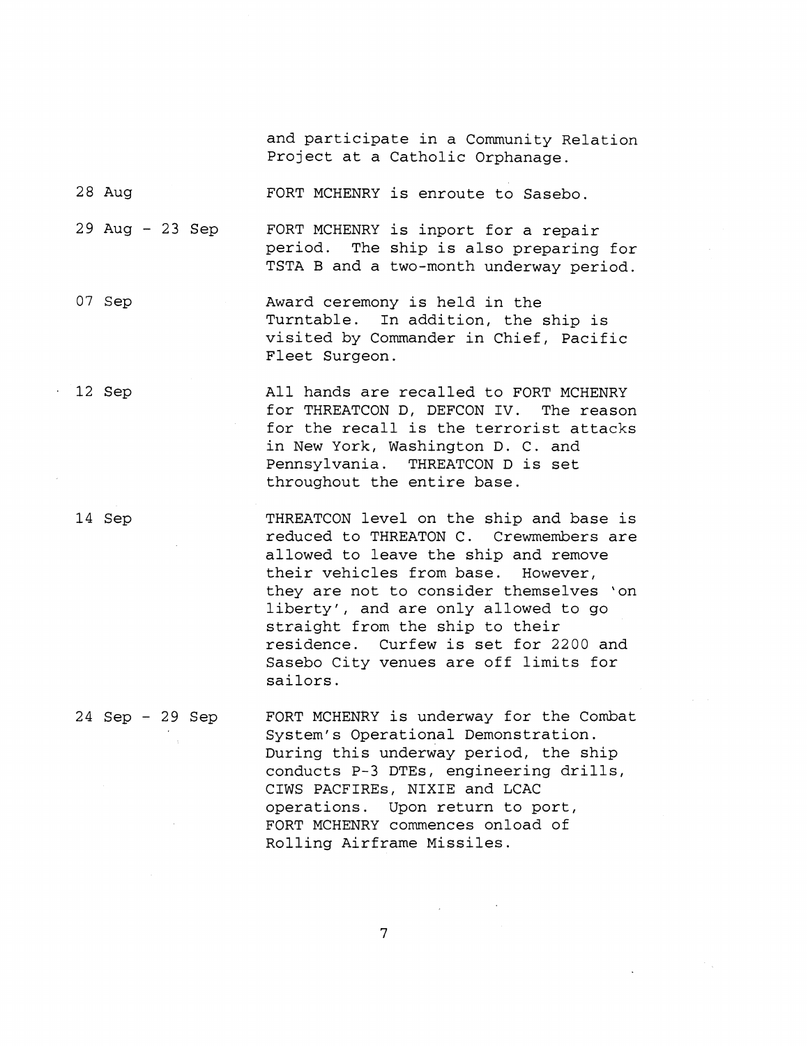and participate in a Community Relation Project at a Catholic Orphanage.

| | |
|---|---|
| 28 Aug | FORT MCHENRY is enroute to Sasebo. |
| 29 Aug - 23 Sep | FORT MCHENRY is inport for a repair period. The ship is also preparing for TSTA B and a two-month underway period. |
| 07 Sep | Award ceremony is held in the Turntable. In addition, the ship is visited by Commander in Chief, Pacific Fleet Surgeon. |
| 12 Sep | All hands are recalled to FORT MCHENRY for THREATCON D, DEFCON IV. The reason for the recall is the terrorist attacks in New York, Washington D. C. and Pennsylvania. THREATCON D is set throughout the entire base. |
| 14 Sep | THREATCON level on the ship and base is reduced to THREATON C. Crewmembers are allowed to leave the ship and remove their vehicles from base. However, they are not to consider themselves 'on liberty', and are only allowed to go straight from the ship to their residence. Curfew is set for 2200 and Sasebo City venues are off limits for sailors. |
| 24 Sep - 29 Sep | FORT MCHENRY is underway for the Combat System's Operational Demonstration. During this underway period, the ship conducts P-3 DTEs, engineering drills, CIWS PACFIREs, NIXIE and LCAC operations. Upon return to port, FORT MCHENRY commences onload of Rolling Airframe Missiles. |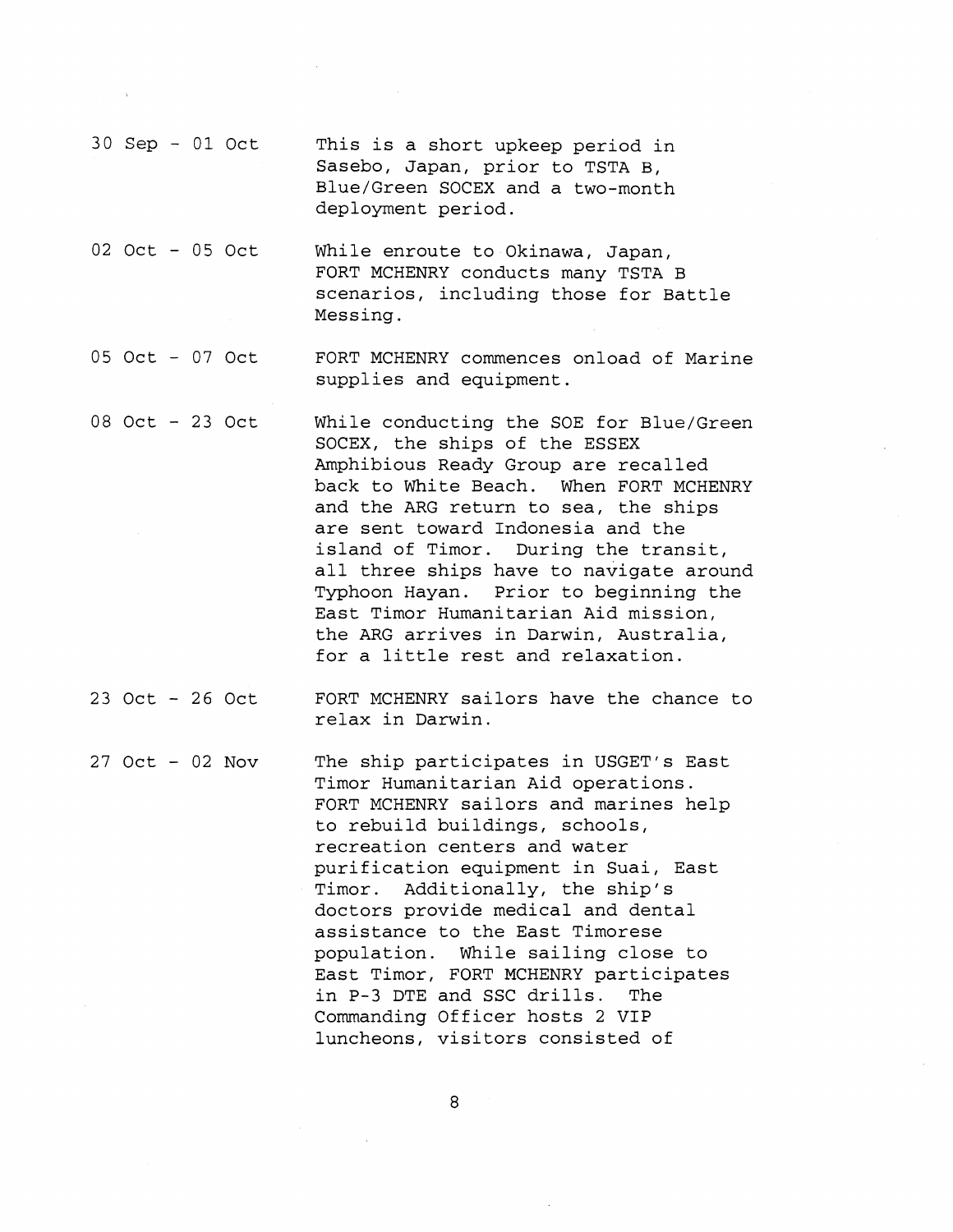| | |
|---|---|
| 30 Sep - 01 Oct | This is a short upkeep period in Sasebo, Japan, prior to TSTA B, Blue/Green SOCEX and a two-month deployment period. |
| 02 Oct - 05 Oct | While enroute to Okinawa, Japan, FORT MCHENRY conducts many TSTA B scenarios, including those for Battle Messing. |
| 05 Oct - 07 Oct | FORT MCHENRY commences onload of Marine supplies and equipment. |
| 08 Oct - 23 Oct | While conducting the SOE for Blue/Green SOCEX, the ships of the ESSEX Amphibious Ready Group are recalled back to White Beach. When FORT MCHENRY and the ARG return to sea, the ships are sent toward Indonesia and the island of Timor. During the transit, all three ships have to navigate around Typhoon Hayan. Prior to beginning the East Timor Humanitarian Aid mission, the ARG arrives in Darwin, Australia, for a little rest and relaxation. |
| 23 Oct - 26 Oct | FORT MCHENRY sailors have the chance to relax in Darwin. |
| 27 Oct - 02 Nov | The ship participates in USGET's East Timor Humanitarian Aid operations. FORT MCHENRY sailors and marines help to rebuild buildings, schools, recreation centers and water purification equipment in Suai, East Timor. Additionally, the ship's doctors provide medical and dental assistance to the East Timorese population. While sailing close to East Timor, FORT MCHENRY participates in P-3 DTE and SSC drills. The Commanding Officer hosts 2 VIP luncheons, visitors consisted of |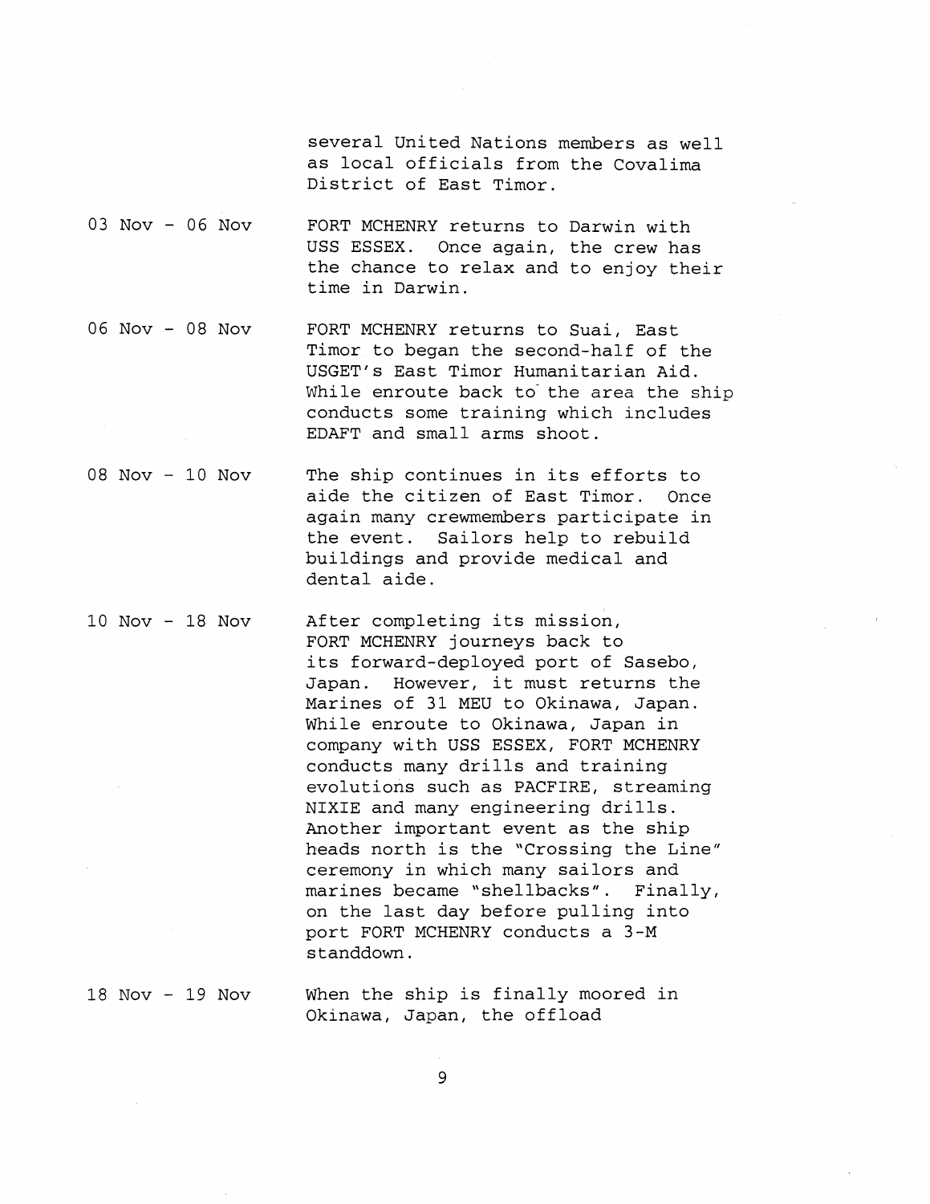several United Nations members as well as local officials from the Covalima District of East Timor.

03 Nov - 06 Nov — FORT MCHENRY returns to Darwin with USS ESSEX. Once again, the crew has the chance to relax and to enjoy their time in Darwin.

06 Nov - 08 Nov — FORT MCHENRY returns to Suai, East Timor to began the second-half of the USGET's East Timor Humanitarian Aid. While enroute back to the area the ship conducts some training which includes EDAFT and small arms shoot.

08 Nov - 10 Nov — The ship continues in its efforts to aide the citizen of East Timor. Once again many crewmembers participate in the event. Sailors help to rebuild buildings and provide medical and dental aide.

10 Nov - 18 Nov — After completing its mission, FORT MCHENRY journeys back to its forward-deployed port of Sasebo, Japan. However, it must returns the Marines of 31 MEU to Okinawa, Japan. While enroute to Okinawa, Japan in company with USS ESSEX, FORT MCHENRY conducts many drills and training evolutions such as PACFIRE, streaming NIXIE and many engineering drills. Another important event as the ship heads north is the "Crossing the Line" ceremony in which many sailors and marines became "shellbacks". Finally, on the last day before pulling into port FORT MCHENRY conducts a 3-M standdown.

18 Nov - 19 Nov — When the ship is finally moored in Okinawa, Japan, the offload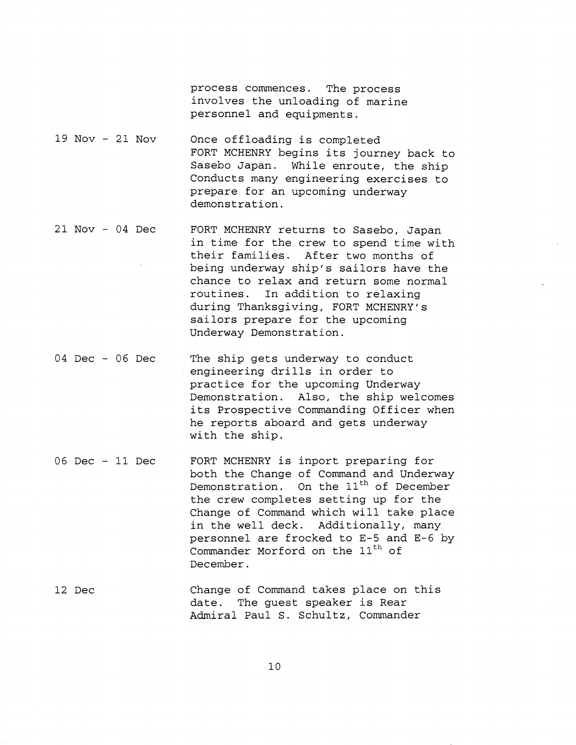process commences. The process involves the unloading of marine personnel and equipments.

| | |
|---|---|
| 19 Nov - 21 Nov | Once offloading is completed FORT MCHENRY begins its journey back to Sasebo Japan. While enroute, the ship Conducts many engineering exercises to prepare for an upcoming underway demonstration. |
| 21 Nov - 04 Dec | FORT MCHENRY returns to Sasebo, Japan in time for the crew to spend time with their families. After two months of being underway ship's sailors have the chance to relax and return some normal routines. In addition to relaxing during Thanksgiving, FORT MCHENRY's sailors prepare for the upcoming Underway Demonstration. |
| 04 Dec - 06 Dec | The ship gets underway to conduct engineering drills in order to practice for the upcoming Underway Demonstration. Also, the ship welcomes its Prospective Commanding Officer when he reports aboard and gets underway with the ship. |
| 06 Dec - 11 Dec | FORT MCHENRY is inport preparing for both the Change of Command and Underway Demonstration. On the 11th of December the crew completes setting up for the Change of Command which will take place in the well deck. Additionally, many personnel are frocked to E-5 and E-6 by Commander Morford on the 11th of December. |
| 12 Dec | Change of Command takes place on this date. The guest speaker is Rear Admiral Paul S. Schultz, Commander |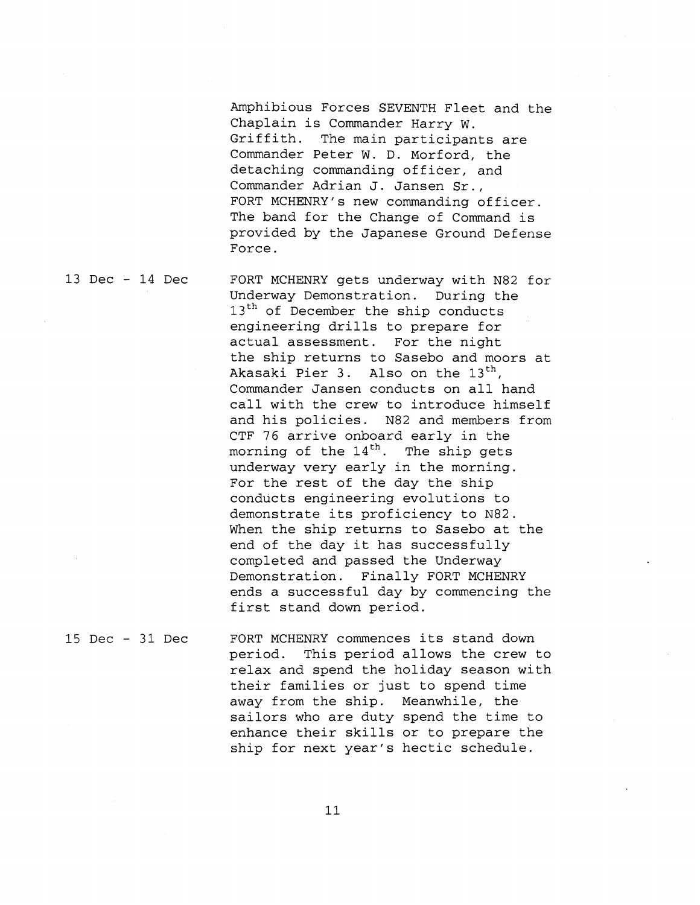Amphibious Forces SEVENTH Fleet and the Chaplain is Commander Harry W. Griffith. The main participants are Commander Peter W. D. Morford, the detaching commanding officer, and Commander Adrian J. Jansen Sr., FORT MCHENRY's new commanding officer. The band for the Change of Command is provided by the Japanese Ground Defense Force.

| | |
|---|---|
| 13 Dec - 14 Dec | FORT MCHENRY gets underway with N82 for Underway Demonstration. During the 13th of December the ship conducts engineering drills to prepare for actual assessment. For the night the ship returns to Sasebo and moors at Akasaki Pier 3. Also on the 13th, Commander Jansen conducts on all hand call with the crew to introduce himself and his policies. N82 and members from CTF 76 arrive onboard early in the morning of the 14th. The ship gets underway very early in the morning. For the rest of the day the ship conducts engineering evolutions to demonstrate its proficiency to N82. When the ship returns to Sasebo at the end of the day it has successfully completed and passed the Underway Demonstration. Finally FORT MCHENRY ends a successful day by commencing the first stand down period. |
| 15 Dec - 31 Dec | FORT MCHENRY commences its stand down period. This period allows the crew to relax and spend the holiday season with their families or just to spend time away from the ship. Meanwhile, the sailors who are duty spend the time to enhance their skills or to prepare the ship for next year's hectic schedule. |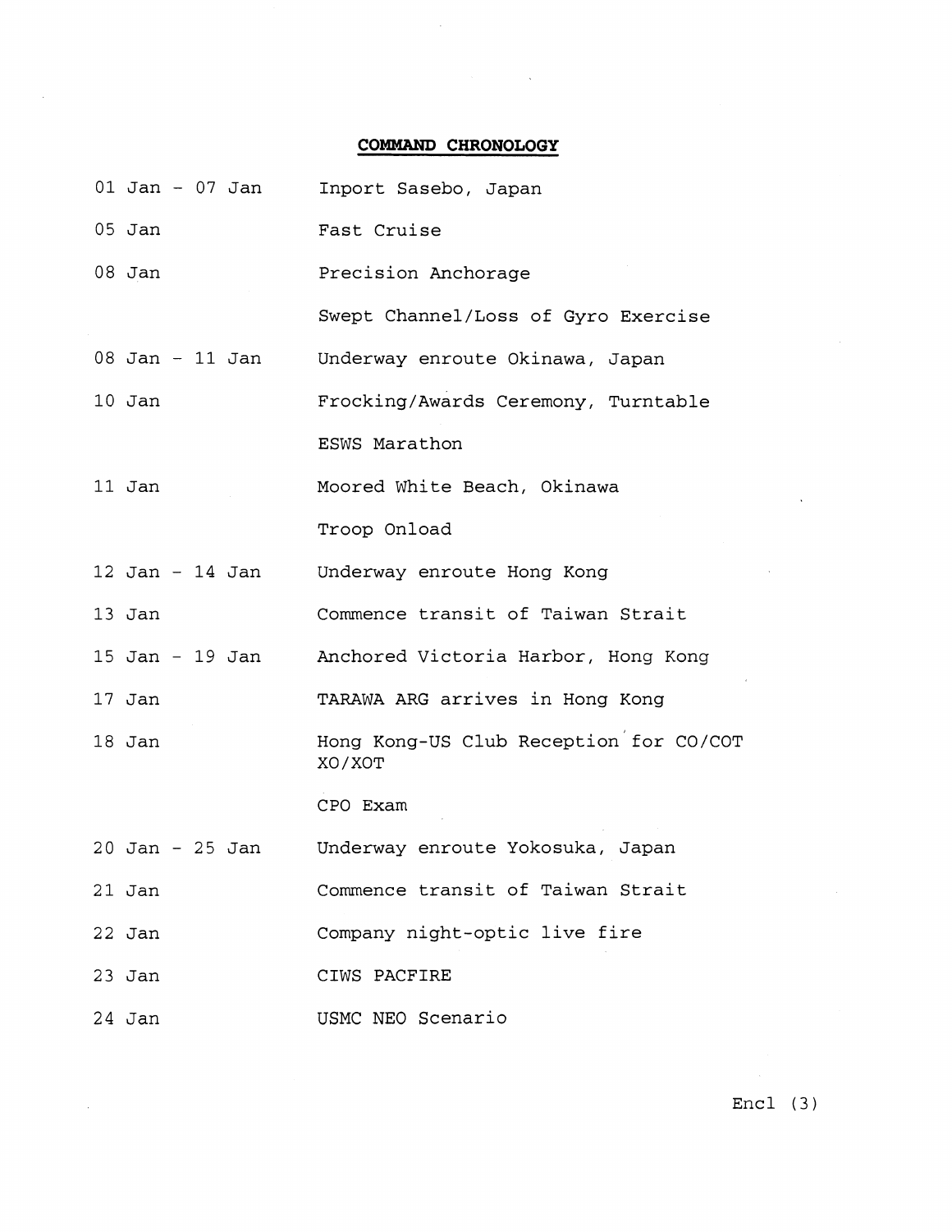## COMMAND CHRONOLOGY

| | |
|---|---|
| 01 Jan - 07 Jan | Inport Sasebo, Japan |
| 05 Jan | Fast Cruise |
| 08 Jan | Precision Anchorage |
| | Swept Channel/Loss of Gyro Exercise |
| 08 Jan - 11 Jan | Underway enroute Okinawa, Japan |
| 10 Jan | Frocking/Awards Ceremony, Turntable |
| | ESWS Marathon |
| 11 Jan | Moored White Beach, Okinawa |
| | Troop Onload |
| 12 Jan - 14 Jan | Underway enroute Hong Kong |
| 13 Jan | Commence transit of Taiwan Strait |
| 15 Jan - 19 Jan | Anchored Victoria Harbor, Hong Kong |
| 17 Jan | TARAWA ARG arrives in Hong Kong |
| 18 Jan | Hong Kong-US Club Reception for CO/COT XO/XOT |
| | CPO Exam |
| 20 Jan - 25 Jan | Underway enroute Yokosuka, Japan |
| 21 Jan | Commence transit of Taiwan Strait |
| 22 Jan | Company night-optic live fire |
| 23 Jan | CIWS PACFIRE |
| 24 Jan | USMC NEO Scenario |

Encl (3)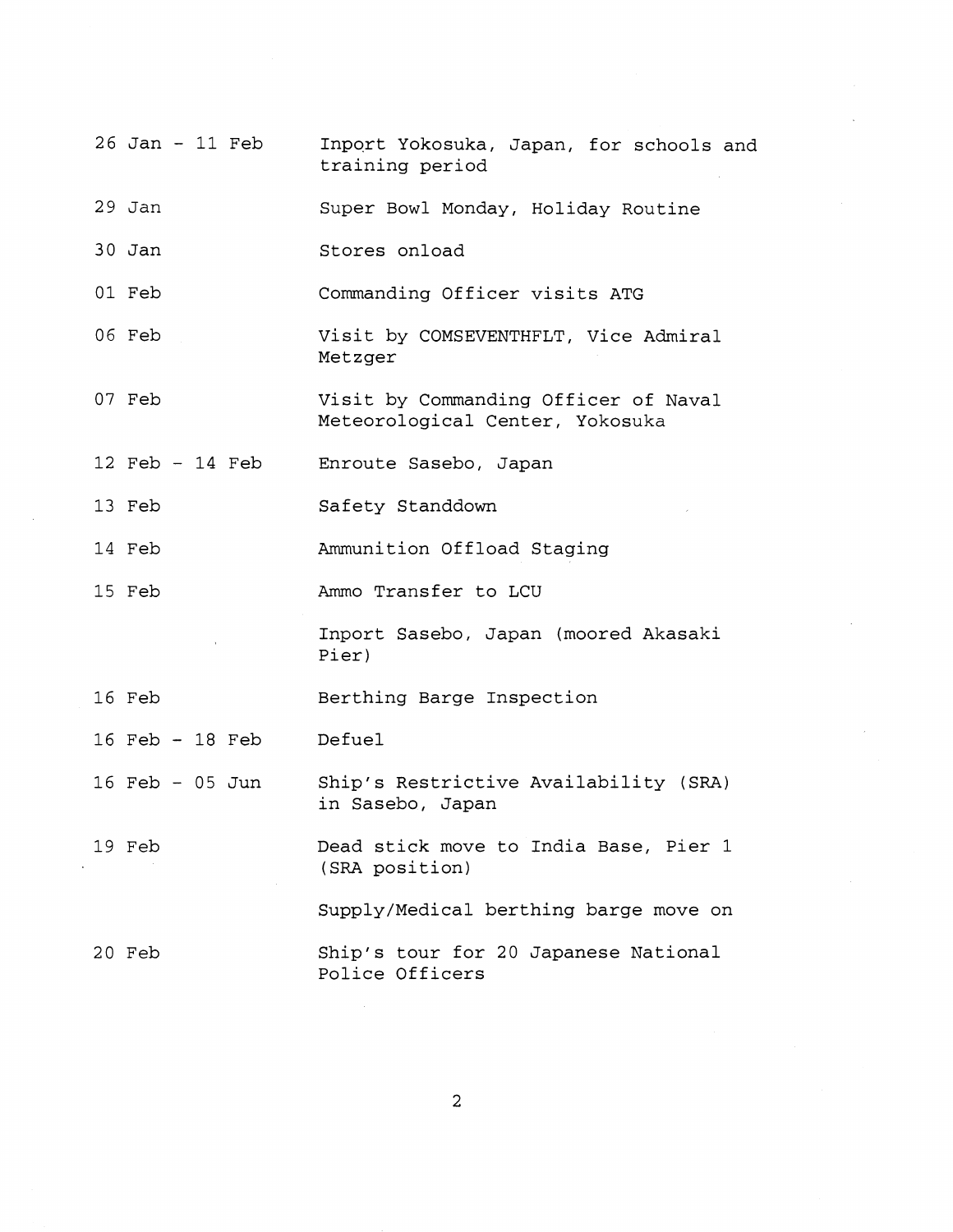| | |
|---|---|
| 26 Jan - 11 Feb | Inport Yokosuka, Japan, for schools and training period |
| 29 Jan | Super Bowl Monday, Holiday Routine |
| 30 Jan | Stores onload |
| 01 Feb | Commanding Officer visits ATG |
| 06 Feb | Visit by COMSEVENTHFLT, Vice Admiral Metzger |
| 07 Feb | Visit by Commanding Officer of Naval Meteorological Center, Yokosuka |
| 12 Feb - 14 Feb | Enroute Sasebo, Japan |
| 13 Feb | Safety Standdown |
| 14 Feb | Ammunition Offload Staging |
| 15 Feb | Ammo Transfer to LCU |
| | Inport Sasebo, Japan (moored Akasaki Pier) |
| 16 Feb | Berthing Barge Inspection |
| 16 Feb - 18 Feb | Defuel |
| 16 Feb - 05 Jun | Ship's Restrictive Availability (SRA) in Sasebo, Japan |
| 19 Feb | Dead stick move to India Base, Pier 1 (SRA position) |
| | Supply/Medical berthing barge move on |
| 20 Feb | Ship's tour for 20 Japanese National Police Officers |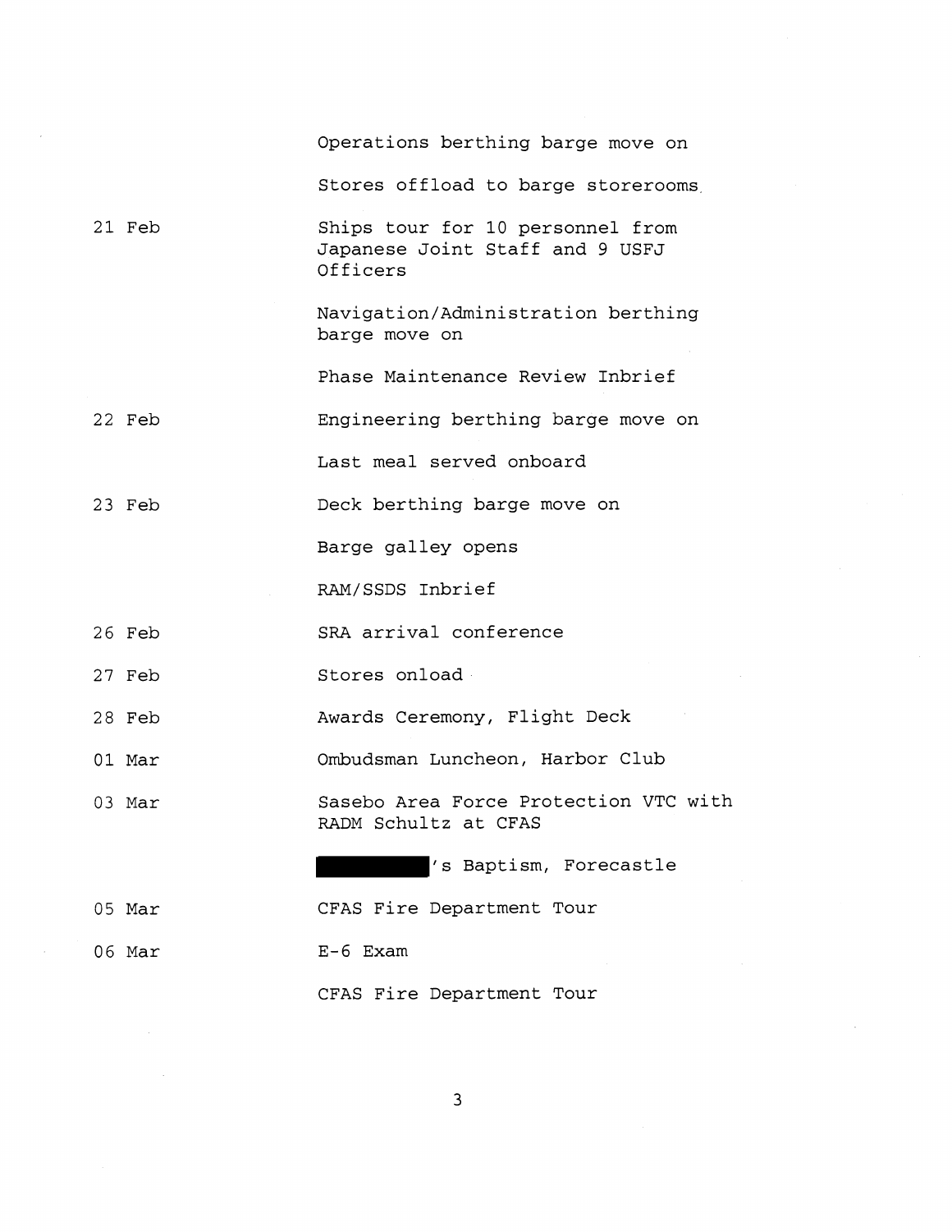| | |
|---|---|
| | Operations berthing barge move on |
| | Stores offload to barge storerooms |
| 21 Feb | Ships tour for 10 personnel from Japanese Joint Staff and 9 USFJ Officers |
| | Navigation/Administration berthing barge move on |
| | Phase Maintenance Review Inbrief |
| 22 Feb | Engineering berthing barge move on |
| | Last meal served onboard |
| 23 Feb | Deck berthing barge move on |
| | Barge galley opens |
| | RAM/SSDS Inbrief |
| 26 Feb | SRA arrival conference |
| 27 Feb | Stores onload |
| 28 Feb | Awards Ceremony, Flight Deck |
| 01 Mar | Ombudsman Luncheon, Harbor Club |
| 03 Mar | Sasebo Area Force Protection VTC with RADM Schultz at CFAS |
| | [REDACTED]'s Baptism, Forecastle |
| 05 Mar | CFAS Fire Department Tour |
| 06 Mar | E-6 Exam |
| | CFAS Fire Department Tour |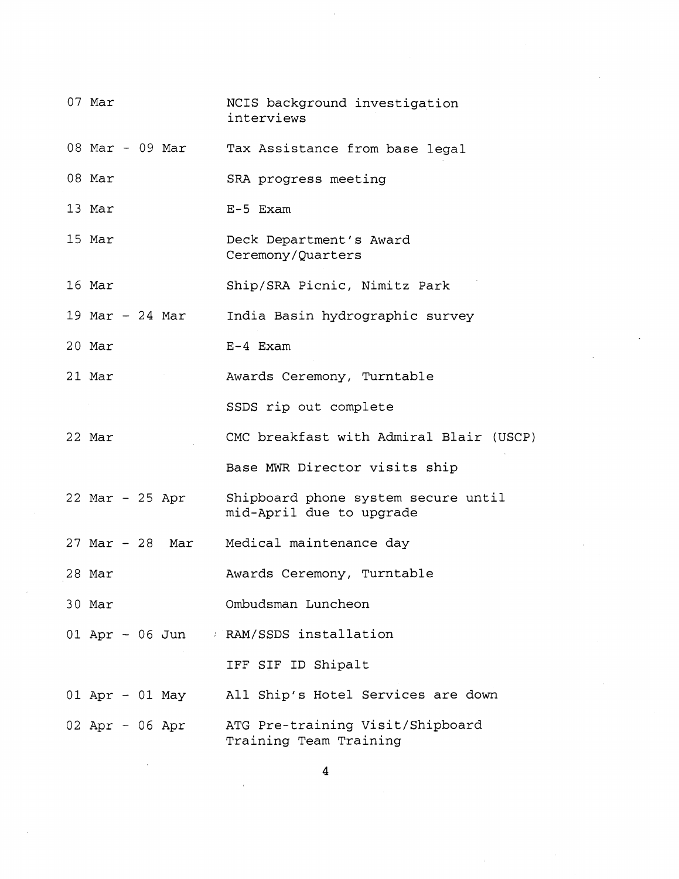| | |
|---|---|
| 07 Mar | NCIS background investigation interviews |
| 08 Mar - 09 Mar | Tax Assistance from base legal |
| 08 Mar | SRA progress meeting |
| 13 Mar | E-5 Exam |
| 15 Mar | Deck Department's Award Ceremony/Quarters |
| 16 Mar | Ship/SRA Picnic, Nimitz Park |
| 19 Mar - 24 Mar | India Basin hydrographic survey |
| 20 Mar | E-4 Exam |
| 21 Mar | Awards Ceremony, Turntable |
| | SSDS rip out complete |
| 22 Mar | CMC breakfast with Admiral Blair (USCP) |
| | Base MWR Director visits ship |
| 22 Mar - 25 Apr | Shipboard phone system secure until mid-April due to upgrade |
| 27 Mar - 28 Mar | Medical maintenance day |
| 28 Mar | Awards Ceremony, Turntable |
| 30 Mar | Ombudsman Luncheon |
| 01 Apr - 06 Jun | RAM/SSDS installation |
| | IFF SIF ID Shipalt |
| 01 Apr - 01 May | All Ship's Hotel Services are down |
| 02 Apr - 06 Apr | ATG Pre-training Visit/Shipboard Training Team Training |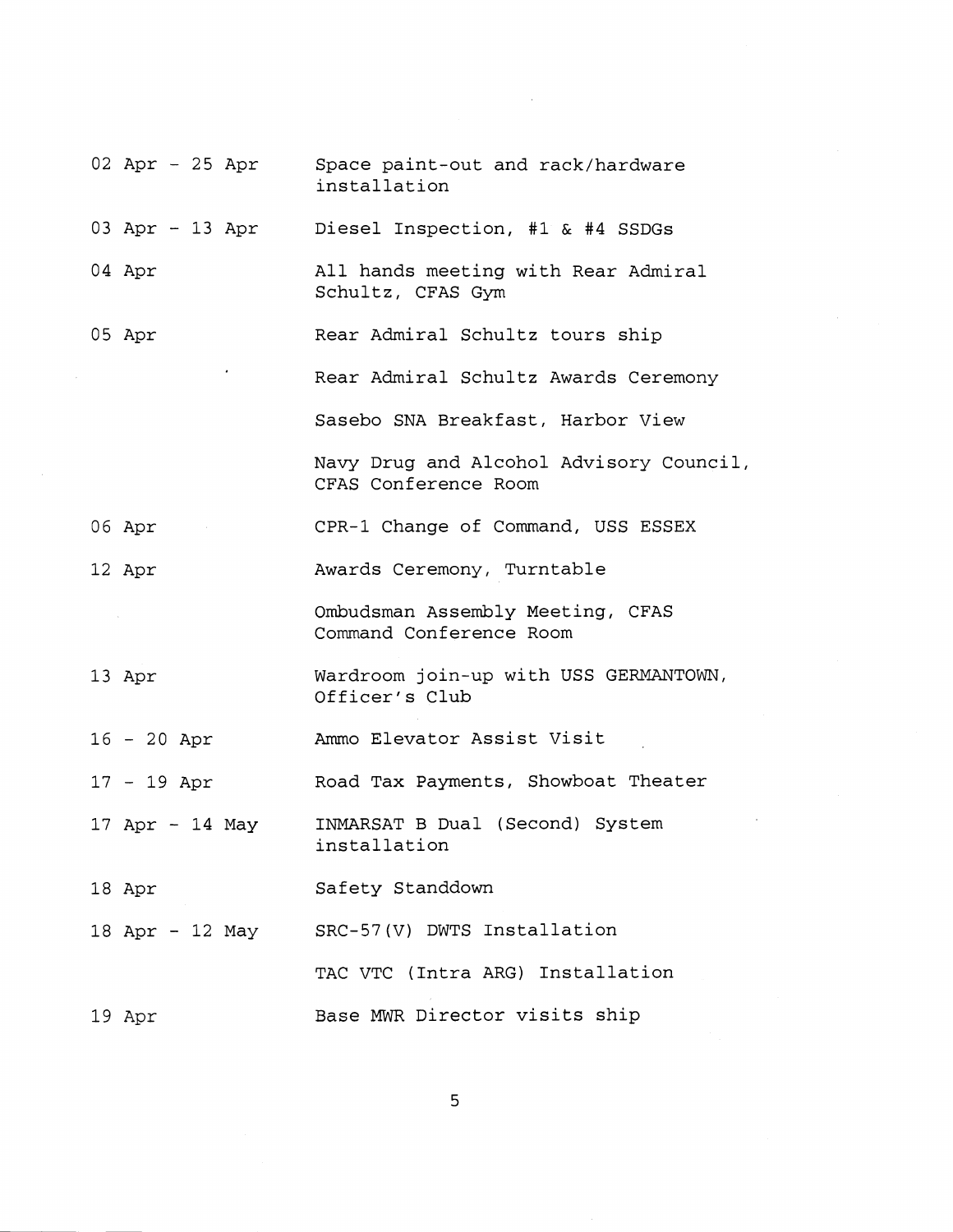| | |
|---|---|
| 02 Apr - 25 Apr | Space paint-out and rack/hardware installation |
| 03 Apr - 13 Apr | Diesel Inspection, #1 & #4 SSDGs |
| 04 Apr | All hands meeting with Rear Admiral Schultz, CFAS Gym |
| 05 Apr | Rear Admiral Schultz tours ship |
| | Rear Admiral Schultz Awards Ceremony |
| | Sasebo SNA Breakfast, Harbor View |
| | Navy Drug and Alcohol Advisory Council, CFAS Conference Room |
| 06 Apr | CPR-1 Change of Command, USS ESSEX |
| 12 Apr | Awards Ceremony, Turntable |
| | Ombudsman Assembly Meeting, CFAS Command Conference Room |
| 13 Apr | Wardroom join-up with USS GERMANTOWN, Officer's Club |
| 16 - 20 Apr | Ammo Elevator Assist Visit |
| 17 - 19 Apr | Road Tax Payments, Showboat Theater |
| 17 Apr - 14 May | INMARSAT B Dual (Second) System installation |
| 18 Apr | Safety Standdown |
| 18 Apr - 12 May | SRC-57(V) DWTS Installation |
| | TAC VTC (Intra ARG) Installation |
| 19 Apr | Base MWR Director visits ship |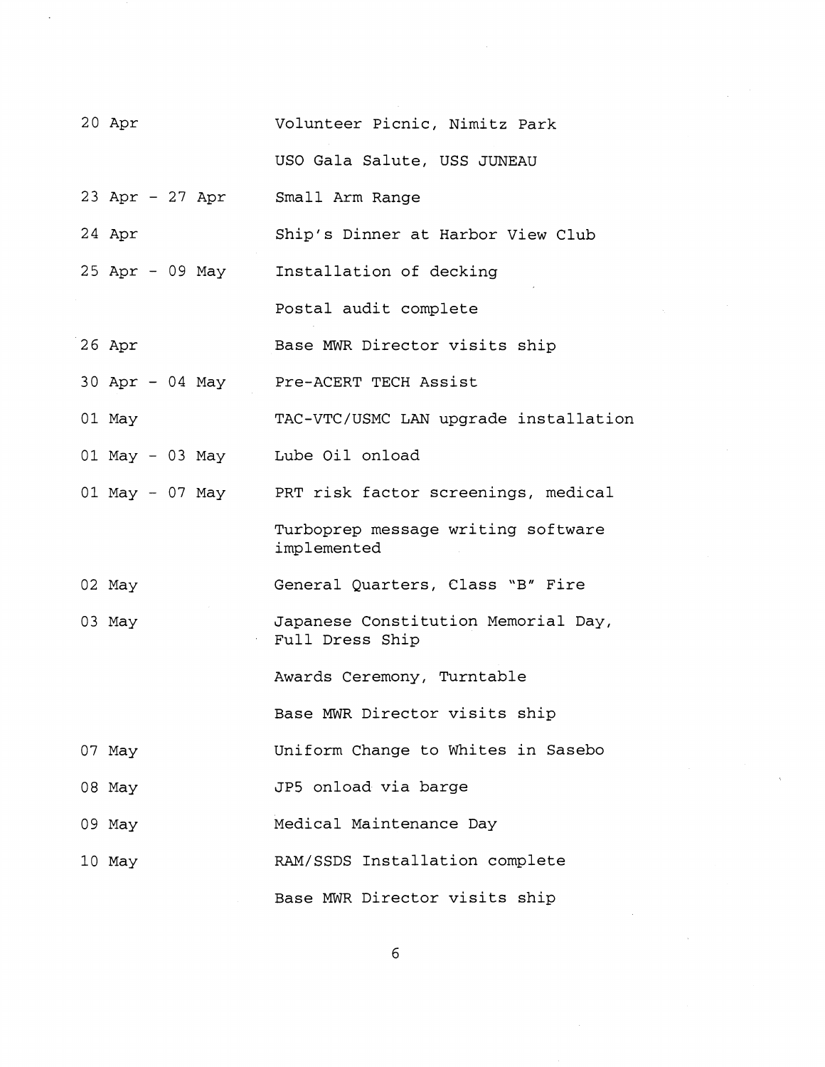| | |
|---|---|
| 20 Apr | Volunteer Picnic, Nimitz Park |
| | USO Gala Salute, USS JUNEAU |
| 23 Apr - 27 Apr | Small Arm Range |
| 24 Apr | Ship's Dinner at Harbor View Club |
| 25 Apr - 09 May | Installation of decking |
| | Postal audit complete |
| 26 Apr | Base MWR Director visits ship |
| 30 Apr - 04 May | Pre-ACERT TECH Assist |
| 01 May | TAC-VTC/USMC LAN upgrade installation |
| 01 May - 03 May | Lube Oil onload |
| 01 May - 07 May | PRT risk factor screenings, medical |
| | Turboprep message writing software implemented |
| 02 May | General Quarters, Class "B" Fire |
| 03 May | Japanese Constitution Memorial Day, Full Dress Ship |
| | Awards Ceremony, Turntable |
| | Base MWR Director visits ship |
| 07 May | Uniform Change to Whites in Sasebo |
| 08 May | JP5 onload via barge |
| 09 May | Medical Maintenance Day |
| 10 May | RAM/SSDS Installation complete |
| | Base MWR Director visits ship |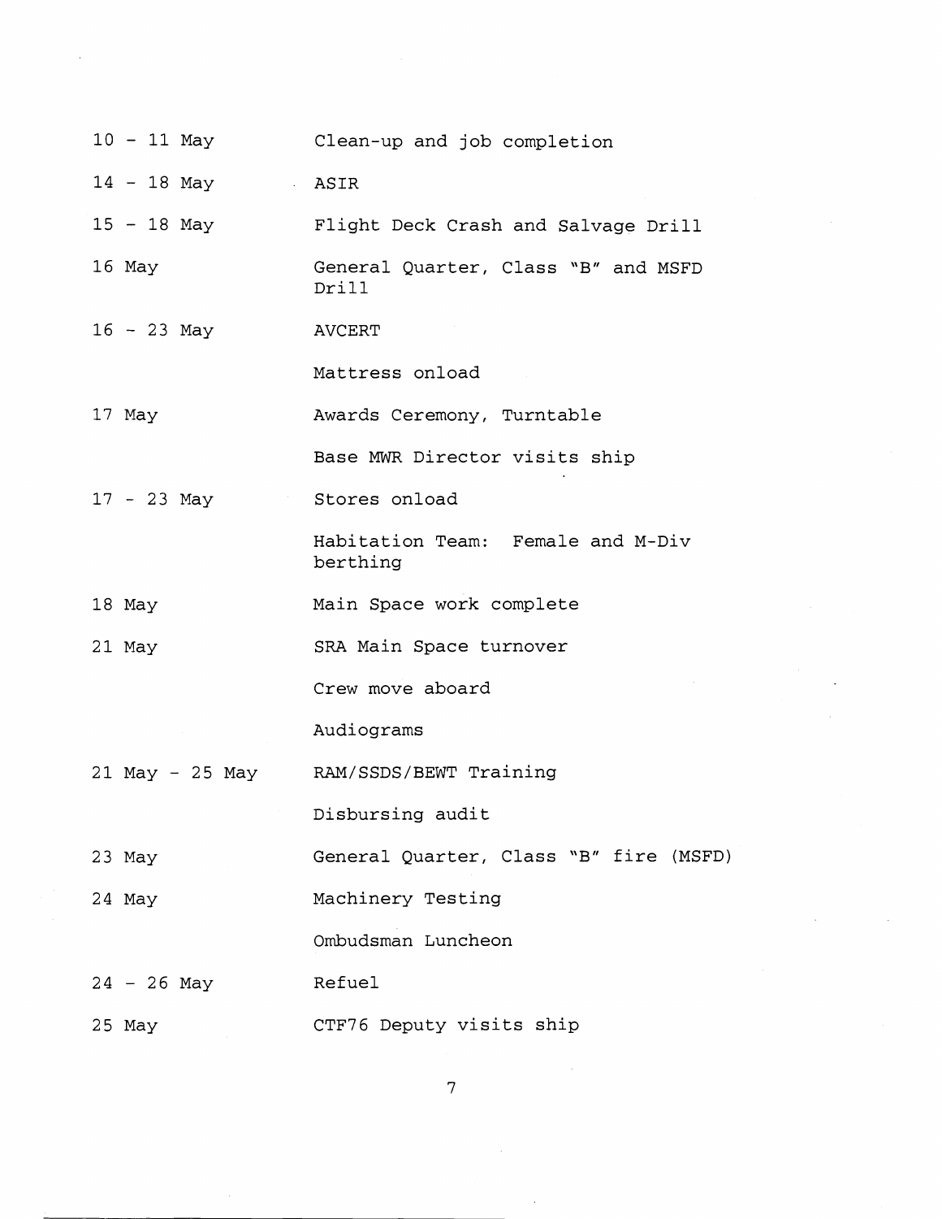| | |
|---|---|
| 10 - 11 May | Clean-up and job completion |
| 14 - 18 May | ASIR |
| 15 - 18 May | Flight Deck Crash and Salvage Drill |
| 16 May | General Quarter, Class "B" and MSFD Drill |
| 16 - 23 May | AVCERT |
| | Mattress onload |
| 17 May | Awards Ceremony, Turntable |
| | Base MWR Director visits ship |
| 17 - 23 May | Stores onload |
| | Habitation Team: Female and M-Div berthing |
| 18 May | Main Space work complete |
| 21 May | SRA Main Space turnover |
| | Crew move aboard |
| | Audiograms |
| 21 May - 25 May | RAM/SSDS/BEWT Training |
| | Disbursing audit |
| 23 May | General Quarter, Class "B" fire (MSFD) |
| 24 May | Machinery Testing |
| | Ombudsman Luncheon |
| 24 - 26 May | Refuel |
| 25 May | CTF76 Deputy visits ship |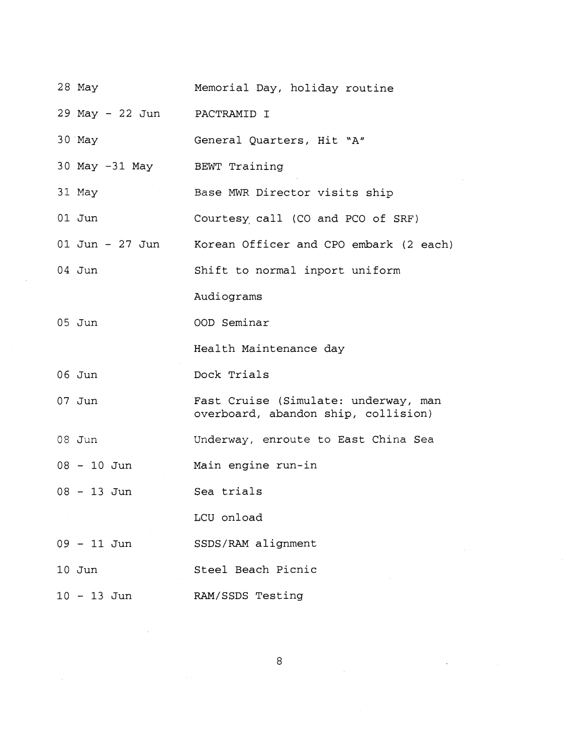| | |
|---|---|
| 28 May | Memorial Day, holiday routine |
| 29 May - 22 Jun | PACTRAMID I |
| 30 May | General Quarters, Hit "A" |
| 30 May -31 May | BEWT Training |
| 31 May | Base MWR Director visits ship |
| 01 Jun | Courtesy call (CO and PCO of SRF) |
| 01 Jun - 27 Jun | Korean Officer and CPO embark (2 each) |
| 04 Jun | Shift to normal inport uniform |
| | Audiograms |
| 05 Jun | OOD Seminar |
| | Health Maintenance day |
| 06 Jun | Dock Trials |
| 07 Jun | Fast Cruise (Simulate: underway, man overboard, abandon ship, collision) |
| 08 Jun | Underway, enroute to East China Sea |
| 08 - 10 Jun | Main engine run-in |
| 08 - 13 Jun | Sea trials |
| | LCU onload |
| 09 - 11 Jun | SSDS/RAM alignment |
| 10 Jun | Steel Beach Picnic |
| 10 - 13 Jun | RAM/SSDS Testing |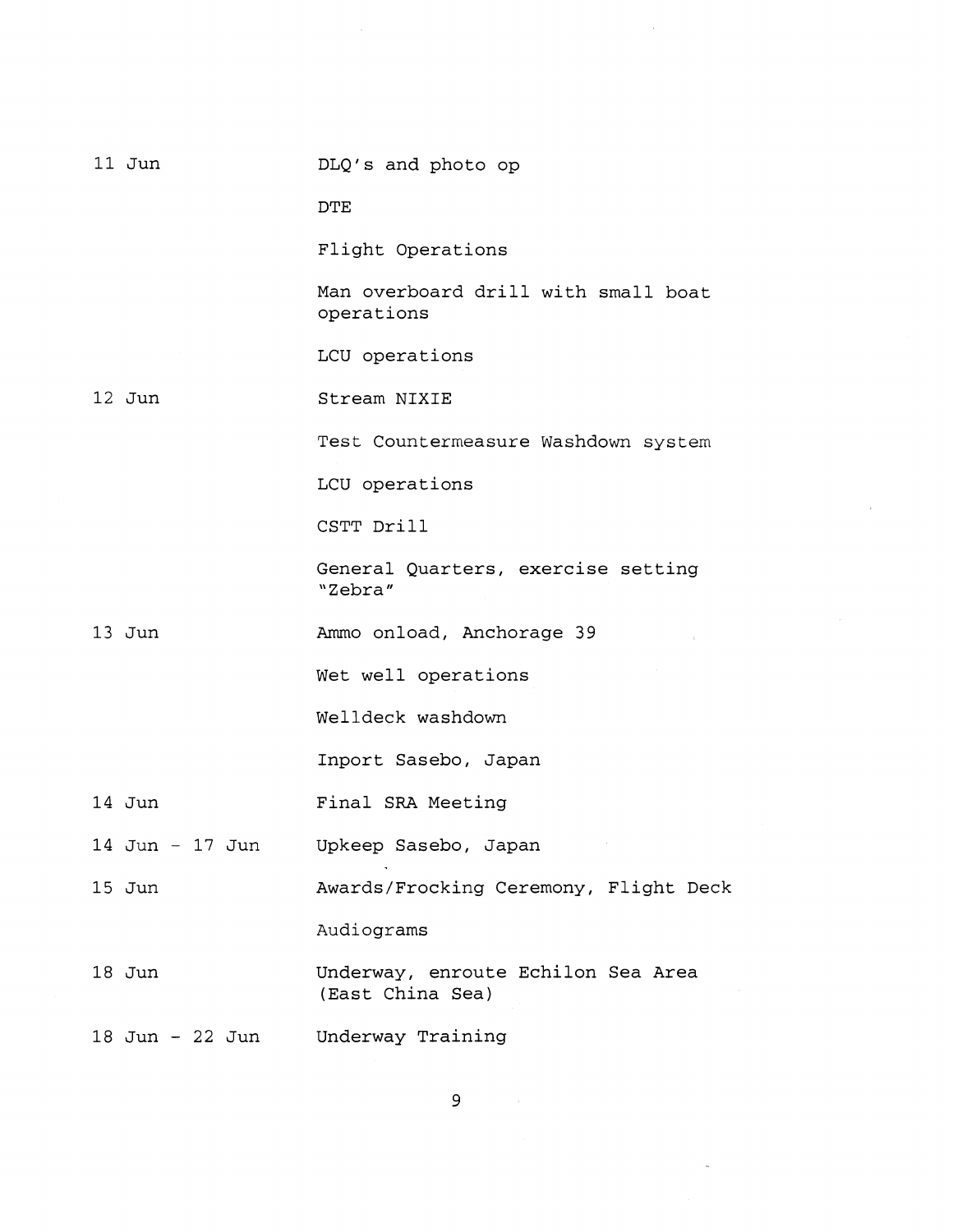| | |
|---|---|
| 11 Jun | DLQ's and photo op |
| | DTE |
| | Flight Operations |
| | Man overboard drill with small boat operations |
| | LCU operations |
| 12 Jun | Stream NIXIE |
| | Test Countermeasure Washdown system |
| | LCU operations |
| | CSTT Drill |
| | General Quarters, exercise setting "Zebra" |
| 13 Jun | Ammo onload, Anchorage 39 |
| | Wet well operations |
| | Welldeck washdown |
| | Inport Sasebo, Japan |
| 14 Jun | Final SRA Meeting |
| 14 Jun - 17 Jun | Upkeep Sasebo, Japan |
| 15 Jun | Awards/Frocking Ceremony, Flight Deck |
| | Audiograms |
| 18 Jun | Underway, enroute Echilon Sea Area (East China Sea) |
| 18 Jun - 22 Jun | Underway Training |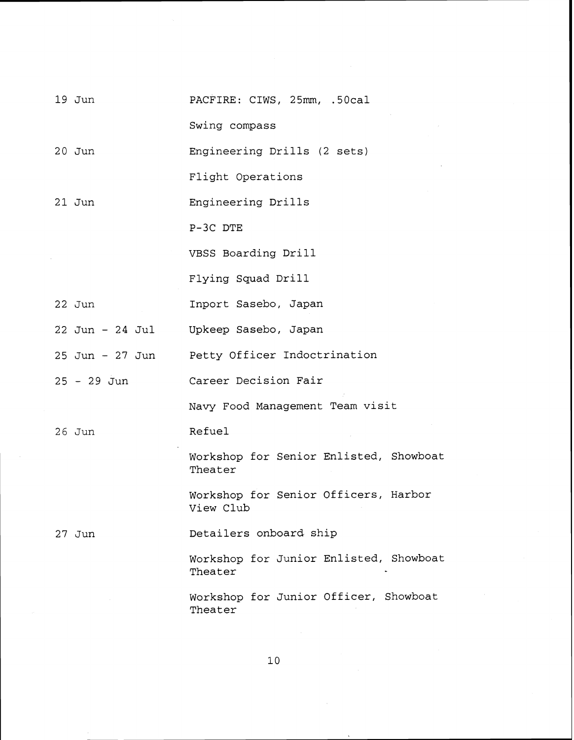| | |
|---|---|
| 19 Jun | PACFIRE: CIWS, 25mm, .50cal |
| | Swing compass |
| 20 Jun | Engineering Drills (2 sets) |
| | Flight Operations |
| 21 Jun | Engineering Drills |
| | P-3C DTE |
| | VBSS Boarding Drill |
| | Flying Squad Drill |
| 22 Jun | Inport Sasebo, Japan |
| 22 Jun - 24 Jul | Upkeep Sasebo, Japan |
| 25 Jun - 27 Jun | Petty Officer Indoctrination |
| 25 - 29 Jun | Career Decision Fair |
| | Navy Food Management Team visit |
| 26 Jun | Refuel |
| | Workshop for Senior Enlisted, Showboat Theater |
| | Workshop for Senior Officers, Harbor View Club |
| 27 Jun | Detailers onboard ship |
| | Workshop for Junior Enlisted, Showboat Theater |
| | Workshop for Junior Officer, Showboat Theater |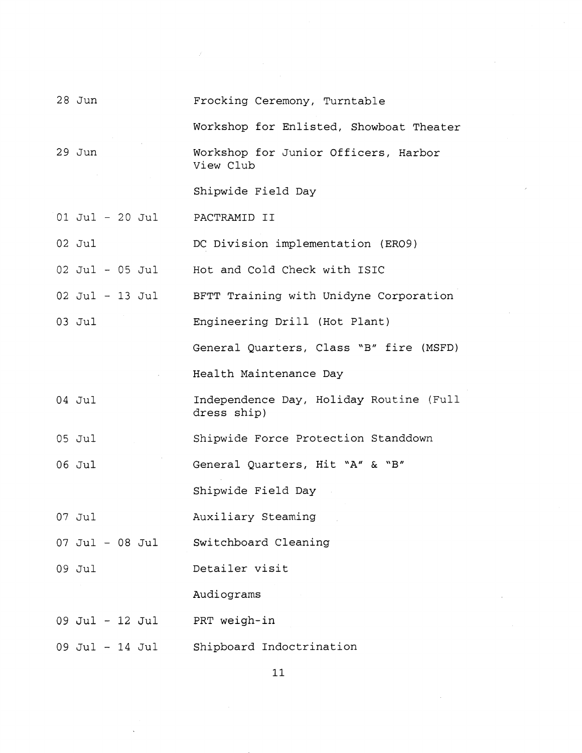| | |
|---|---|
| 28 Jun | Frocking Ceremony, Turntable |
| | Workshop for Enlisted, Showboat Theater |
| 29 Jun | Workshop for Junior Officers, Harbor View Club |
| | Shipwide Field Day |
| 01 Jul - 20 Jul | PACTRAMID II |
| 02 Jul | DC Division implementation (ER09) |
| 02 Jul - 05 Jul | Hot and Cold Check with ISIC |
| 02 Jul - 13 Jul | BFTT Training with Unidyne Corporation |
| 03 Jul | Engineering Drill (Hot Plant) |
| | General Quarters, Class "B" fire (MSFD) |
| | Health Maintenance Day |
| 04 Jul | Independence Day, Holiday Routine (Full dress ship) |
| 05 Jul | Shipwide Force Protection Standdown |
| 06 Jul | General Quarters, Hit "A" & "B" |
| | Shipwide Field Day |
| 07 Jul | Auxiliary Steaming |
| 07 Jul - 08 Jul | Switchboard Cleaning |
| 09 Jul | Detailer visit |
| | Audiograms |
| 09 Jul - 12 Jul | PRT weigh-in |
| 09 Jul - 14 Jul | Shipboard Indoctrination |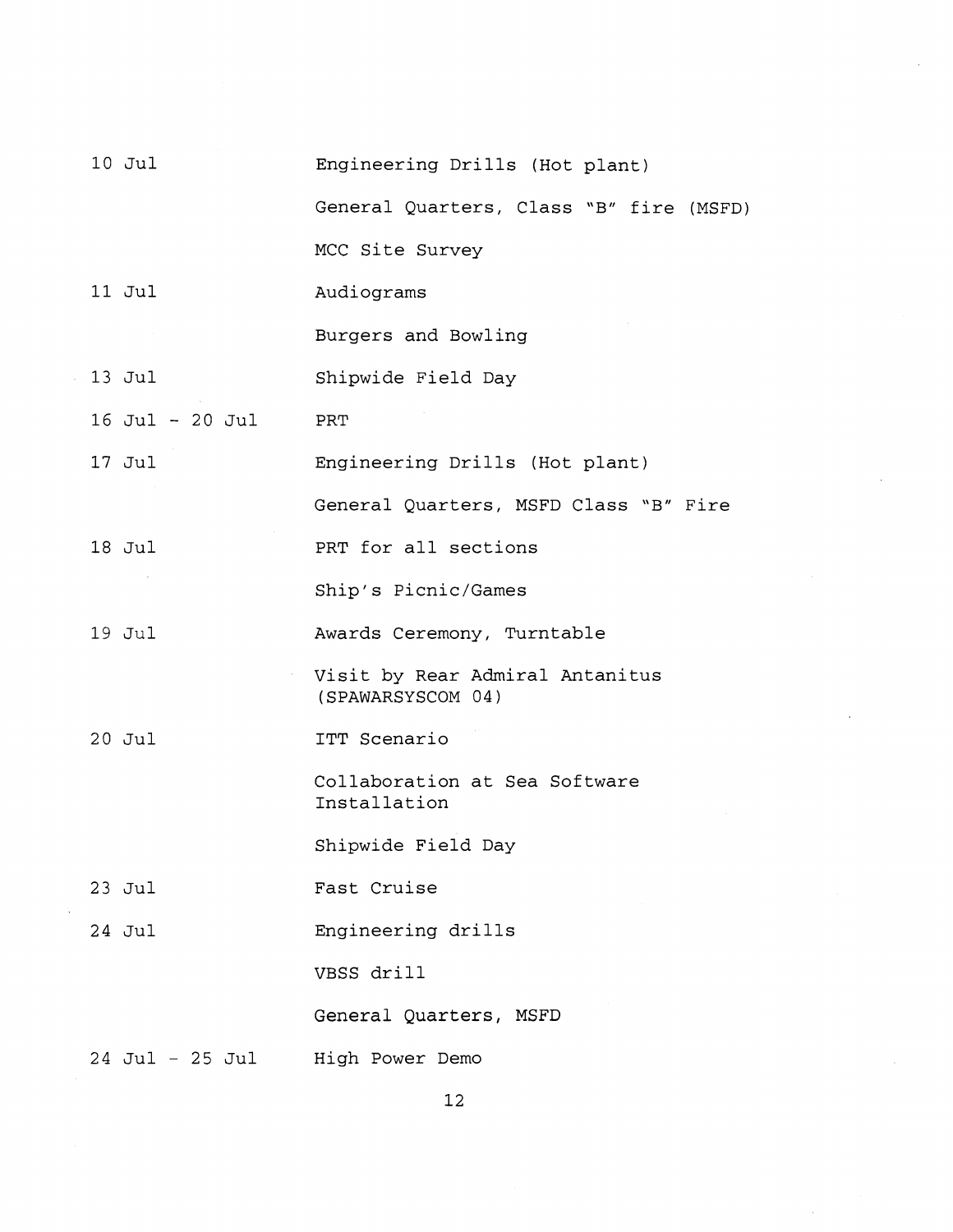| | |
|---|---|
| 10 Jul | Engineering Drills (Hot plant) |
| | General Quarters, Class "B" fire (MSFD) |
| | MCC Site Survey |
| 11 Jul | Audiograms |
| | Burgers and Bowling |
| 13 Jul | Shipwide Field Day |
| 16 Jul - 20 Jul | PRT |
| 17 Jul | Engineering Drills (Hot plant) |
| | General Quarters, MSFD Class "B" Fire |
| 18 Jul | PRT for all sections |
| | Ship's Picnic/Games |
| 19 Jul | Awards Ceremony, Turntable |
| | Visit by Rear Admiral Antanitus (SPAWARSYSCOM 04) |
| 20 Jul | ITT Scenario |
| | Collaboration at Sea Software Installation |
| | Shipwide Field Day |
| 23 Jul | Fast Cruise |
| 24 Jul | Engineering drills |
| | VBSS drill |
| | General Quarters, MSFD |
| 24 Jul - 25 Jul | High Power Demo |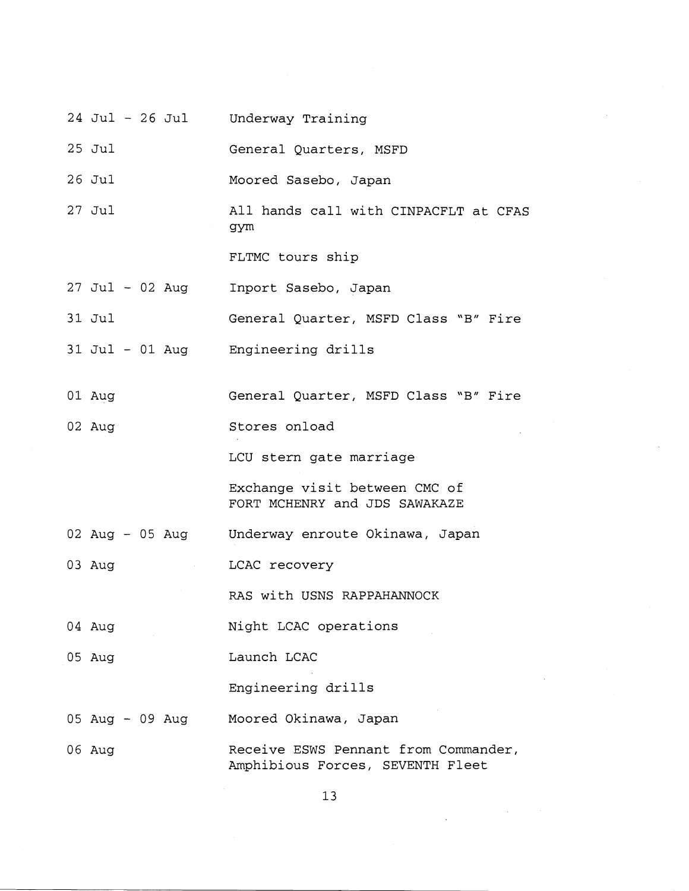| | |
|---|---|
| 24 Jul - 26 Jul | Underway Training |
| 25 Jul | General Quarters, MSFD |
| 26 Jul | Moored Sasebo, Japan |
| 27 Jul | All hands call with CINPACFLT at CFAS gym |
| | FLTMC tours ship |
| 27 Jul - 02 Aug | Inport Sasebo, Japan |
| 31 Jul | General Quarter, MSFD Class "B" Fire |
| 31 Jul - 01 Aug | Engineering drills |
| 01 Aug | General Quarter, MSFD Class "B" Fire |
| 02 Aug | Stores onload |
| | LCU stern gate marriage |
| | Exchange visit between CMC of FORT MCHENRY and JDS SAWAKAZE |
| 02 Aug - 05 Aug | Underway enroute Okinawa, Japan |
| 03 Aug | LCAC recovery |
| | RAS with USNS RAPPAHANNOCK |
| 04 Aug | Night LCAC operations |
| 05 Aug | Launch LCAC |
| | Engineering drills |
| 05 Aug - 09 Aug | Moored Okinawa, Japan |
| 06 Aug | Receive ESWS Pennant from Commander, Amphibious Forces, SEVENTH Fleet |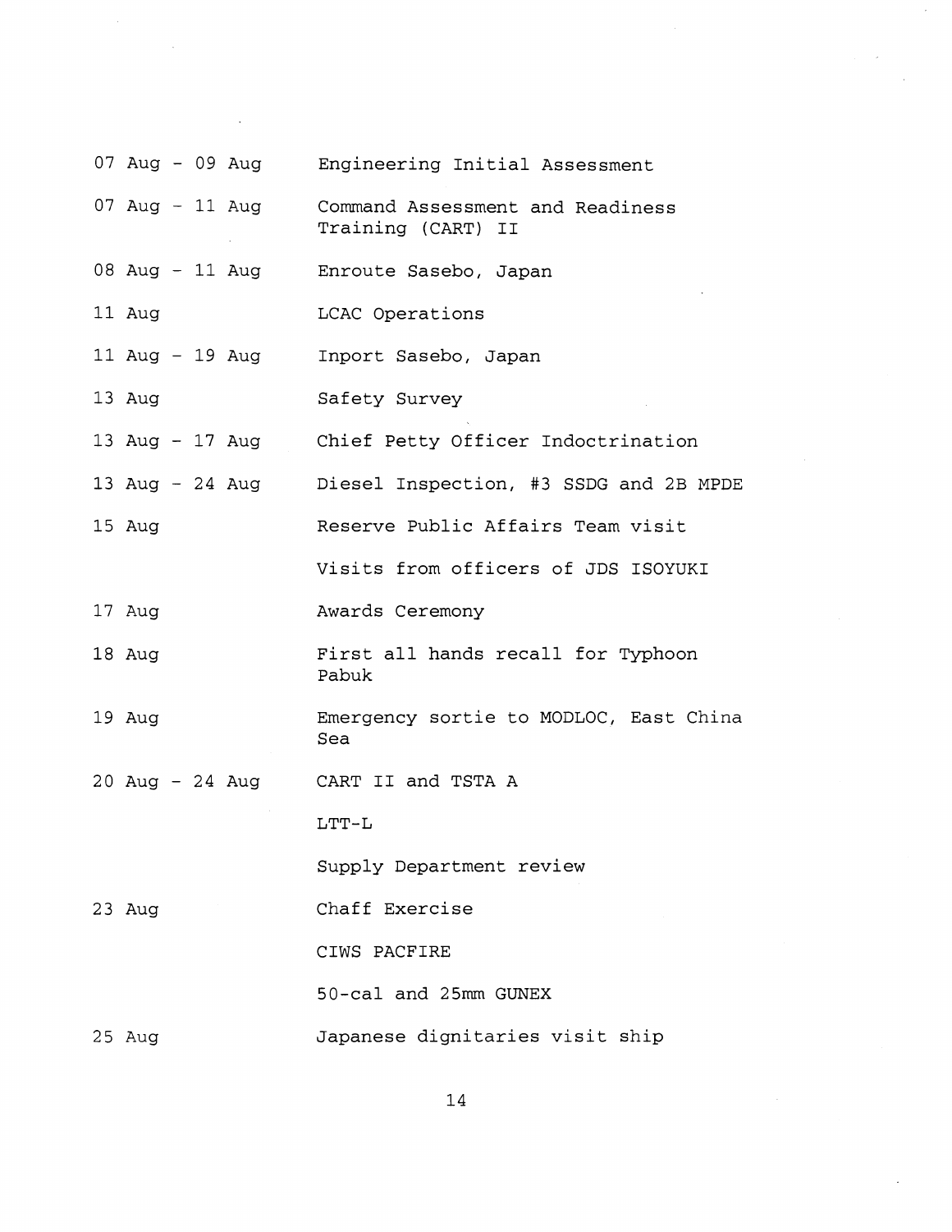| | |
|---|---|
| 07 Aug - 09 Aug | Engineering Initial Assessment |
| 07 Aug - 11 Aug | Command Assessment and Readiness Training (CART) II |
| 08 Aug - 11 Aug | Enroute Sasebo, Japan |
| 11 Aug | LCAC Operations |
| 11 Aug - 19 Aug | Inport Sasebo, Japan |
| 13 Aug | Safety Survey |
| 13 Aug - 17 Aug | Chief Petty Officer Indoctrination |
| 13 Aug - 24 Aug | Diesel Inspection, #3 SSDG and 2B MPDE |
| 15 Aug | Reserve Public Affairs Team visit |
| | Visits from officers of JDS ISOYUKI |
| 17 Aug | Awards Ceremony |
| 18 Aug | First all hands recall for Typhoon Pabuk |
| 19 Aug | Emergency sortie to MODLOC, East China Sea |
| 20 Aug - 24 Aug | CART II and TSTA A |
| | LTT-L |
| | Supply Department review |
| 23 Aug | Chaff Exercise |
| | CIWS PACFIRE |
| | 50-cal and 25mm GUNEX |
| 25 Aug | Japanese dignitaries visit ship |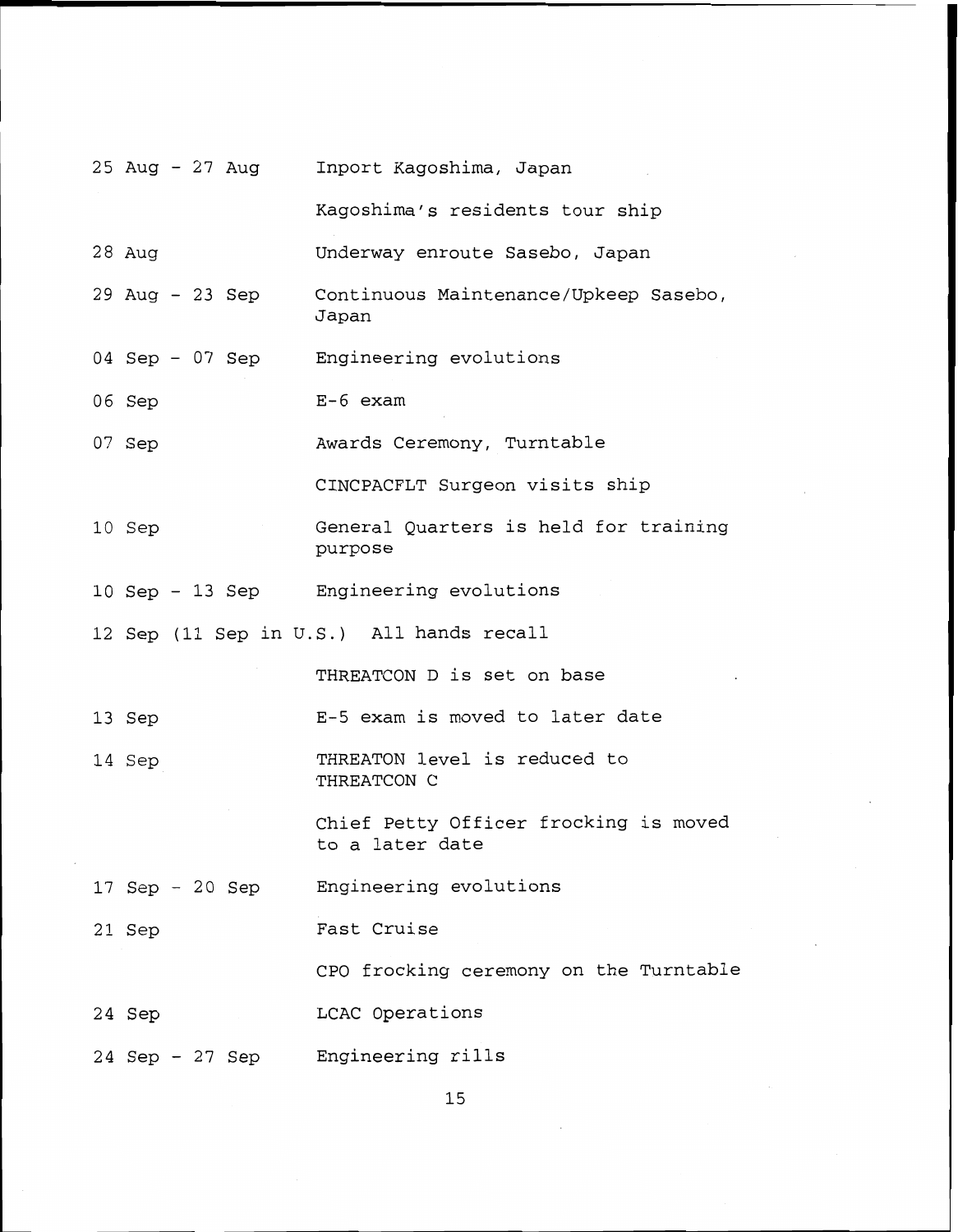| | |
|---|---|
| 25 Aug - 27 Aug | Inport Kagoshima, Japan |
| | Kagoshima's residents tour ship |
| 28 Aug | Underway enroute Sasebo, Japan |
| 29 Aug - 23 Sep | Continuous Maintenance/Upkeep Sasebo, Japan |
| 04 Sep - 07 Sep | Engineering evolutions |
| 06 Sep | E-6 exam |
| 07 Sep | Awards Ceremony, Turntable |
| | CINCPACFLT Surgeon visits ship |
| 10 Sep | General Quarters is held for training purpose |
| 10 Sep - 13 Sep | Engineering evolutions |
| 12 Sep (11 Sep in U.S.) | All hands recall |
| | THREATCON D is set on base |
| 13 Sep | E-5 exam is moved to later date |
| 14 Sep | THREATON level is reduced to THREATCON C |
| | Chief Petty Officer frocking is moved to a later date |
| 17 Sep - 20 Sep | Engineering evolutions |
| 21 Sep | Fast Cruise |
| | CPO frocking ceremony on the Turntable |
| 24 Sep | LCAC Operations |
| 24 Sep - 27 Sep | Engineering rills |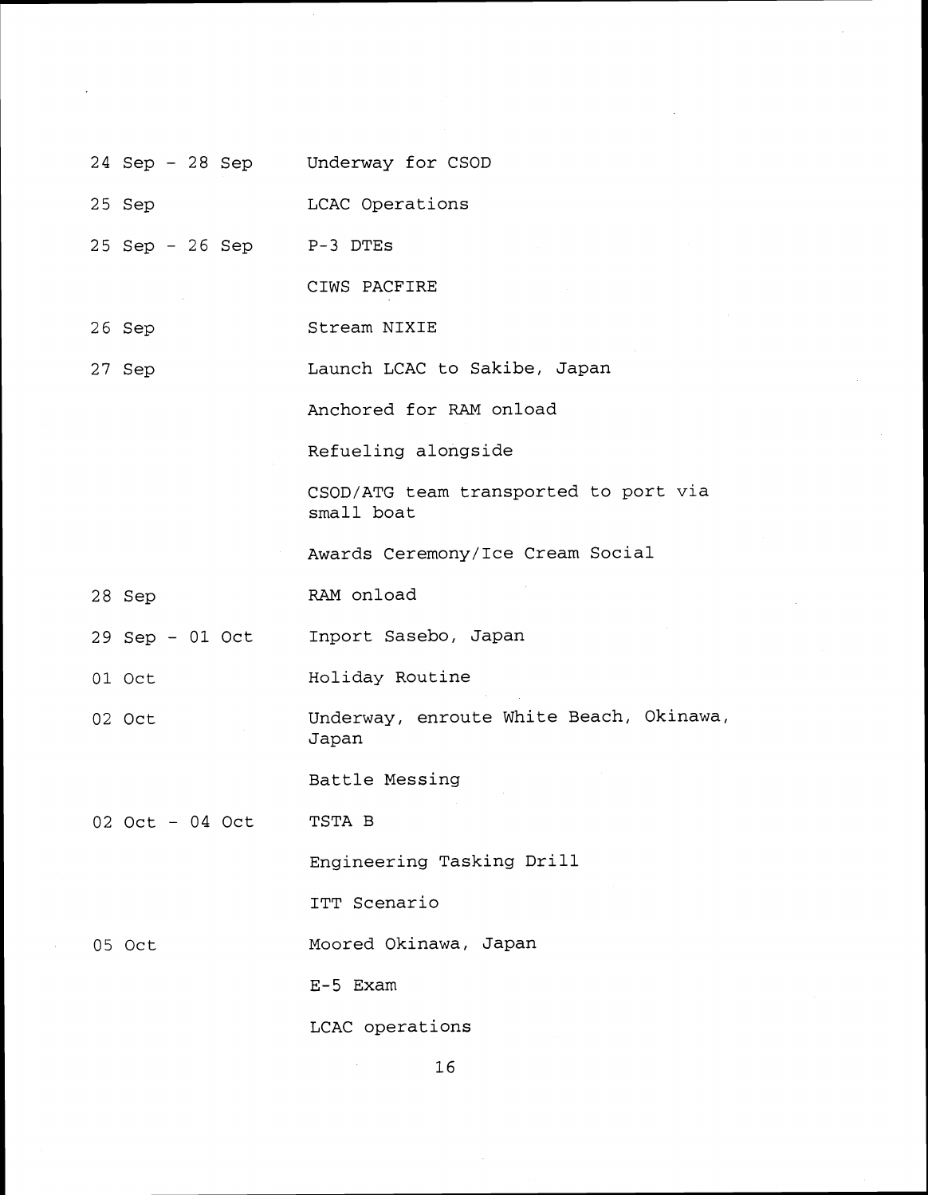| | |
|---|---|
| 24 Sep - 28 Sep | Underway for CSOD |
| 25 Sep | LCAC Operations |
| 25 Sep - 26 Sep | P-3 DTEs |
| | CIWS PACFIRE |
| 26 Sep | Stream NIXIE |
| 27 Sep | Launch LCAC to Sakibe, Japan |
| | Anchored for RAM onload |
| | Refueling alongside |
| | CSOD/ATG team transported to port via small boat |
| | Awards Ceremony/Ice Cream Social |
| 28 Sep | RAM onload |
| 29 Sep - 01 Oct | Inport Sasebo, Japan |
| 01 Oct | Holiday Routine |
| 02 Oct | Underway, enroute White Beach, Okinawa, Japan |
| | Battle Messing |
| 02 Oct - 04 Oct | TSTA B |
| | Engineering Tasking Drill |
| | ITT Scenario |
| 05 Oct | Moored Okinawa, Japan |
| | E-5 Exam |
| | LCAC operations |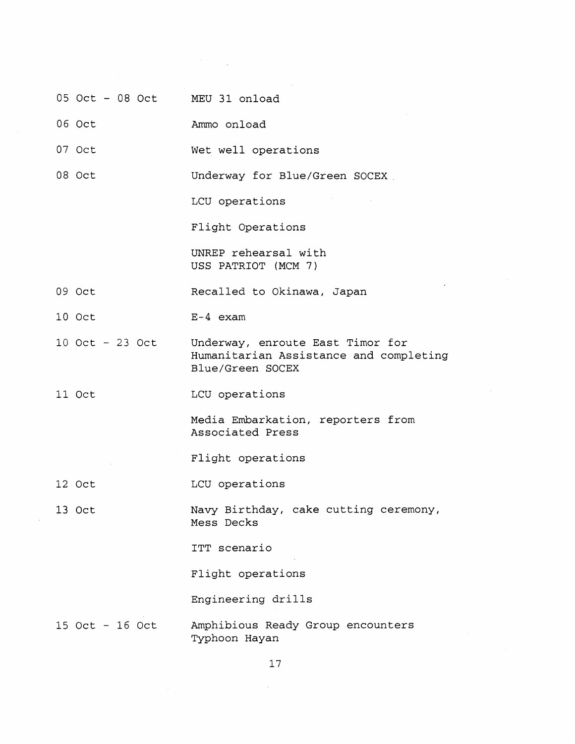| | |
|---|---|
| 05 Oct - 08 Oct | MEU 31 onload |
| 06 Oct | Ammo onload |
| 07 Oct | Wet well operations |
| 08 Oct | Underway for Blue/Green SOCEX |
| | LCU operations |
| | Flight Operations |
| | UNREP rehearsal with USS PATRIOT (MCM 7) |
| 09 Oct | Recalled to Okinawa, Japan |
| 10 Oct | E-4 exam |
| 10 Oct - 23 Oct | Underway, enroute East Timor for Humanitarian Assistance and completing Blue/Green SOCEX |
| 11 Oct | LCU operations |
| | Media Embarkation, reporters from Associated Press |
| | Flight operations |
| 12 Oct | LCU operations |
| 13 Oct | Navy Birthday, cake cutting ceremony, Mess Decks |
| | ITT scenario |
| | Flight operations |
| | Engineering drills |
| 15 Oct - 16 Oct | Amphibious Ready Group encounters Typhoon Hayan |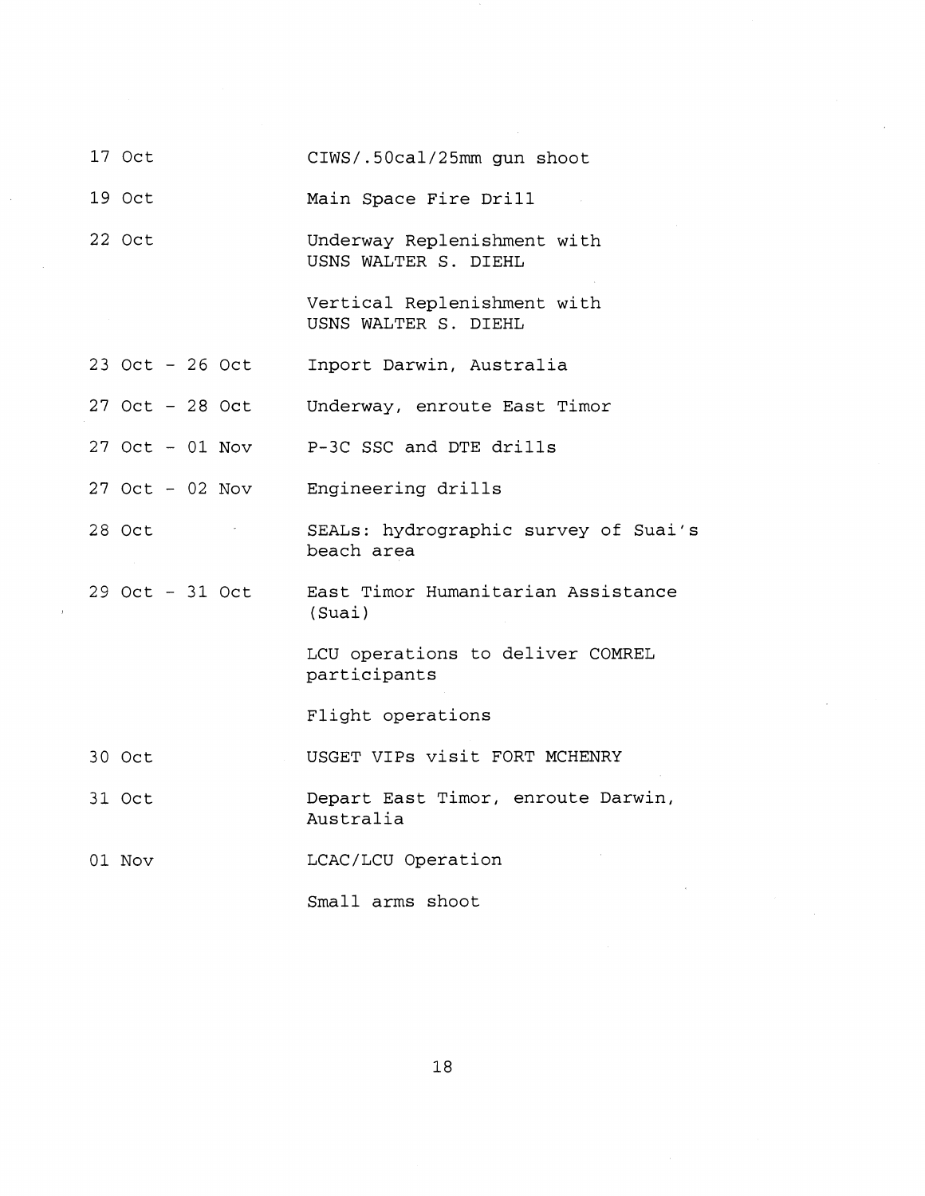| | |
|---|---|
| 17 Oct | CIWS/.50cal/25mm gun shoot |
| 19 Oct | Main Space Fire Drill |
| 22 Oct | Underway Replenishment with USNS WALTER S. DIEHL |
| | Vertical Replenishment with USNS WALTER S. DIEHL |
| 23 Oct - 26 Oct | Inport Darwin, Australia |
| 27 Oct - 28 Oct | Underway, enroute East Timor |
| 27 Oct - 01 Nov | P-3C SSC and DTE drills |
| 27 Oct - 02 Nov | Engineering drills |
| 28 Oct | SEALs: hydrographic survey of Suai's beach area |
| 29 Oct - 31 Oct | East Timor Humanitarian Assistance (Suai) |
| | LCU operations to deliver COMREL participants |
| | Flight operations |
| 30 Oct | USGET VIPs visit FORT MCHENRY |
| 31 Oct | Depart East Timor, enroute Darwin, Australia |
| 01 Nov | LCAC/LCU Operation |
| | Small arms shoot |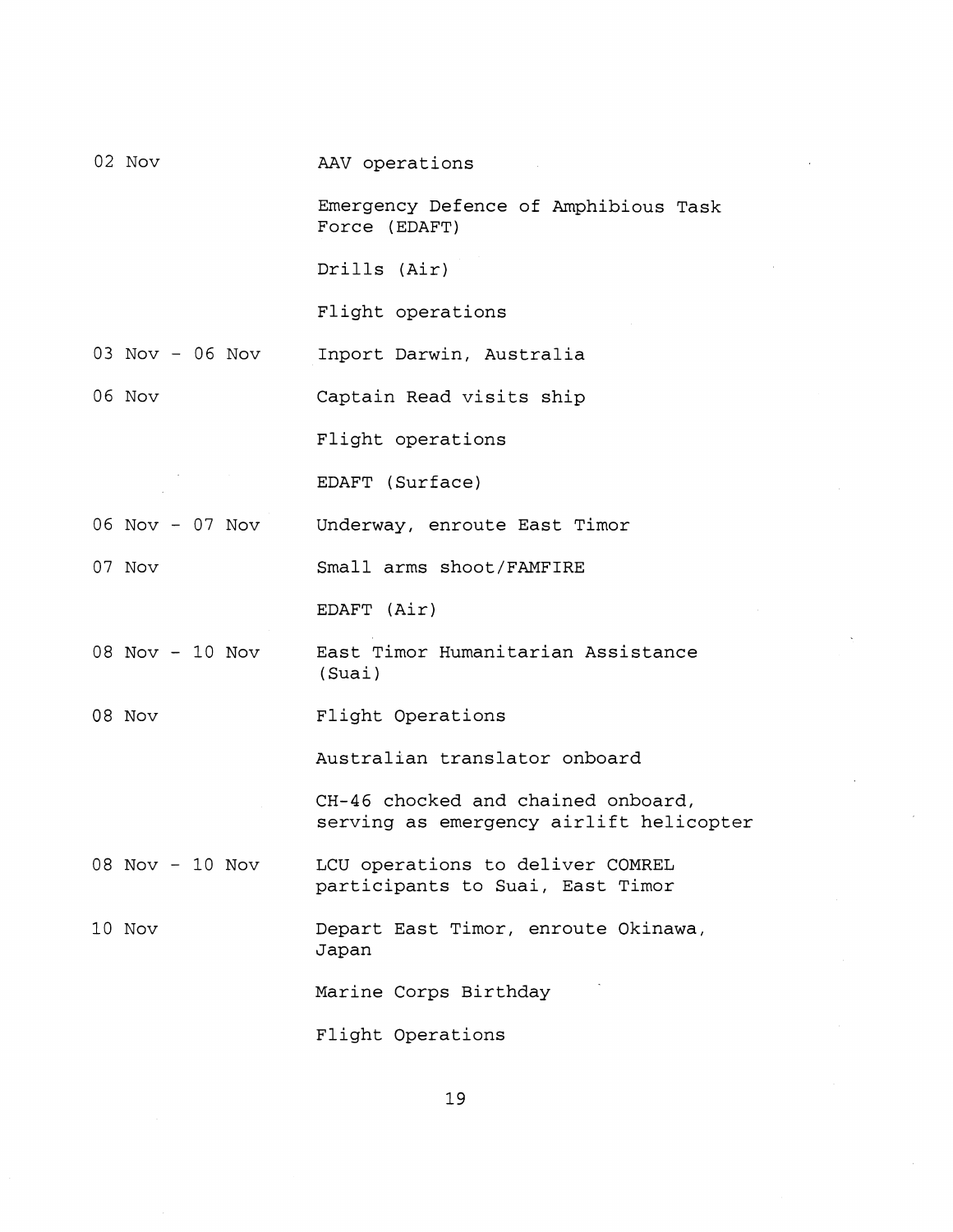| | |
|---|---|
| 02 Nov | AAV operations |
| | Emergency Defence of Amphibious Task Force (EDAFT) |
| | Drills (Air) |
| | Flight operations |
| 03 Nov - 06 Nov | Inport Darwin, Australia |
| 06 Nov | Captain Read visits ship |
| | Flight operations |
| | EDAFT (Surface) |
| 06 Nov - 07 Nov | Underway, enroute East Timor |
| 07 Nov | Small arms shoot/FAMFIRE |
| | EDAFT (Air) |
| 08 Nov - 10 Nov | East Timor Humanitarian Assistance (Suai) |
| 08 Nov | Flight Operations |
| | Australian translator onboard |
| | CH-46 chocked and chained onboard, serving as emergency airlift helicopter |
| 08 Nov - 10 Nov | LCU operations to deliver COMREL participants to Suai, East Timor |
| 10 Nov | Depart East Timor, enroute Okinawa, Japan |
| | Marine Corps Birthday |
| | Flight Operations |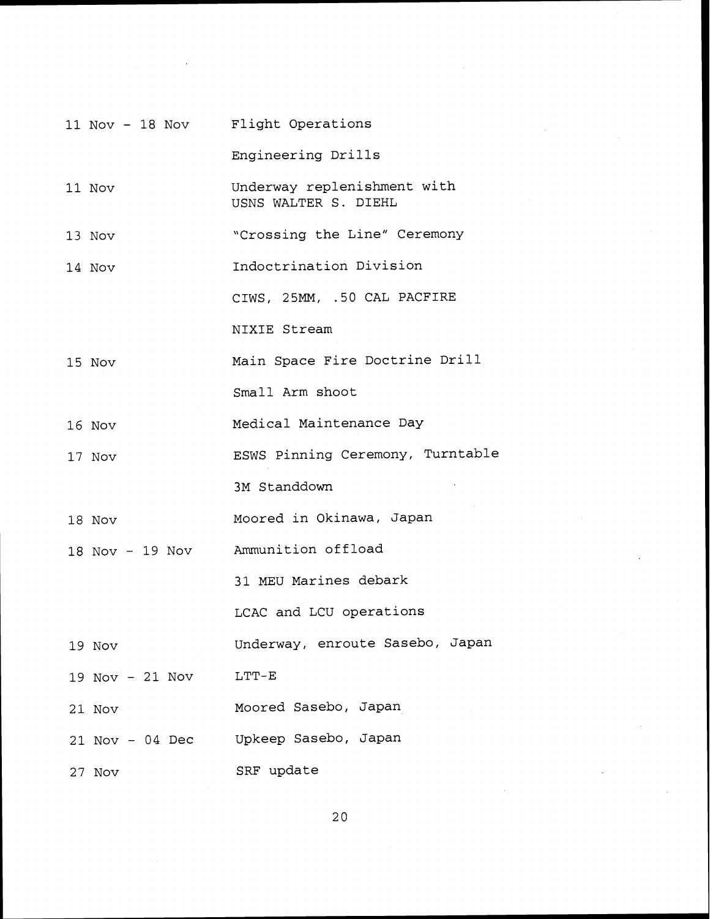| | |
|---|---|
| 11 Nov - 18 Nov | Flight Operations |
| | Engineering Drills |
| 11 Nov | Underway replenishment with USNS WALTER S. DIEHL |
| 13 Nov | "Crossing the Line" Ceremony |
| 14 Nov | Indoctrination Division |
| | CIWS, 25MM, .50 CAL PACFIRE |
| | NIXIE Stream |
| 15 Nov | Main Space Fire Doctrine Drill |
| | Small Arm shoot |
| 16 Nov | Medical Maintenance Day |
| 17 Nov | ESWS Pinning Ceremony, Turntable |
| | 3M Standdown |
| 18 Nov | Moored in Okinawa, Japan |
| 18 Nov - 19 Nov | Ammunition offload |
| | 31 MEU Marines debark |
| | LCAC and LCU operations |
| 19 Nov | Underway, enroute Sasebo, Japan |
| 19 Nov - 21 Nov | LTT-E |
| 21 Nov | Moored Sasebo, Japan |
| 21 Nov - 04 Dec | Upkeep Sasebo, Japan |
| 27 Nov | SRF update |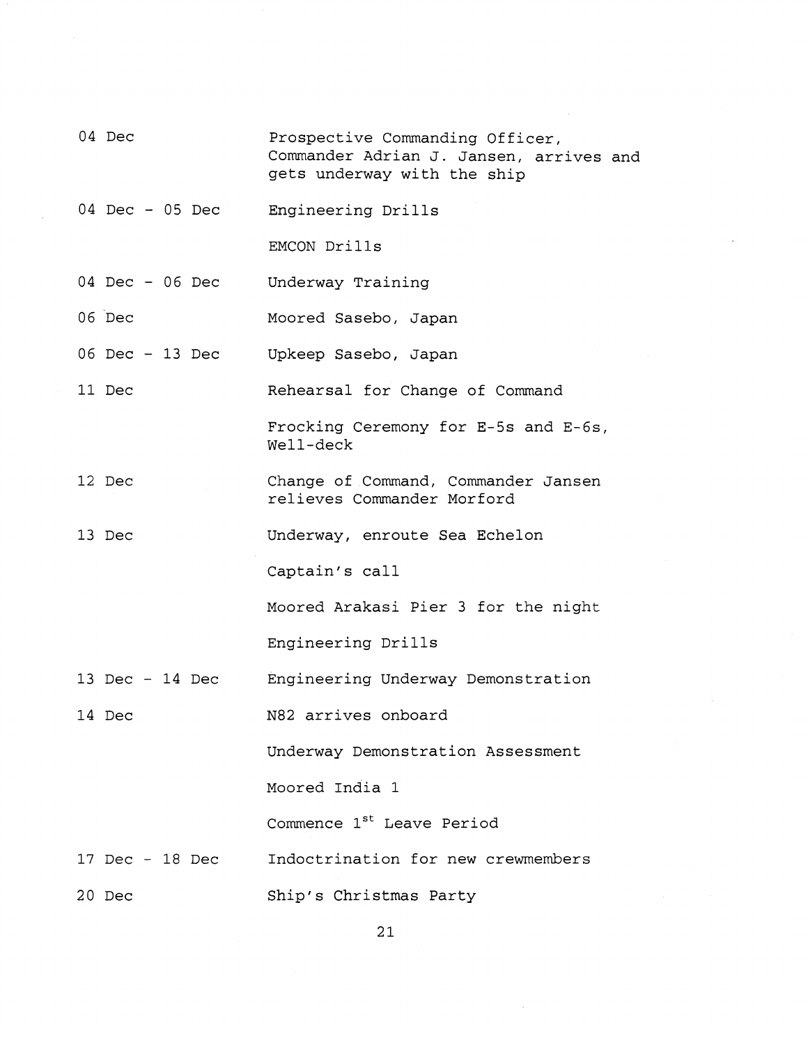| | |
|---|---|
| 04 Dec | Prospective Commanding Officer, Commander Adrian J. Jansen, arrives and gets underway with the ship |
| 04 Dec - 05 Dec | Engineering Drills |
| | EMCON Drills |
| 04 Dec - 06 Dec | Underway Training |
| 06 Dec | Moored Sasebo, Japan |
| 06 Dec - 13 Dec | Upkeep Sasebo, Japan |
| 11 Dec | Rehearsal for Change of Command |
| | Frocking Ceremony for E-5s and E-6s, Well-deck |
| 12 Dec | Change of Command, Commander Jansen relieves Commander Morford |
| 13 Dec | Underway, enroute Sea Echelon |
| | Captain's call |
| | Moored Arakasi Pier 3 for the night |
| | Engineering Drills |
| 13 Dec - 14 Dec | Engineering Underway Demonstration |
| 14 Dec | N82 arrives onboard |
| | Underway Demonstration Assessment |
| | Moored India 1 |
| | Commence 1st Leave Period |
| 17 Dec - 18 Dec | Indoctrination for new crewmembers |
| 20 Dec | Ship's Christmas Party |